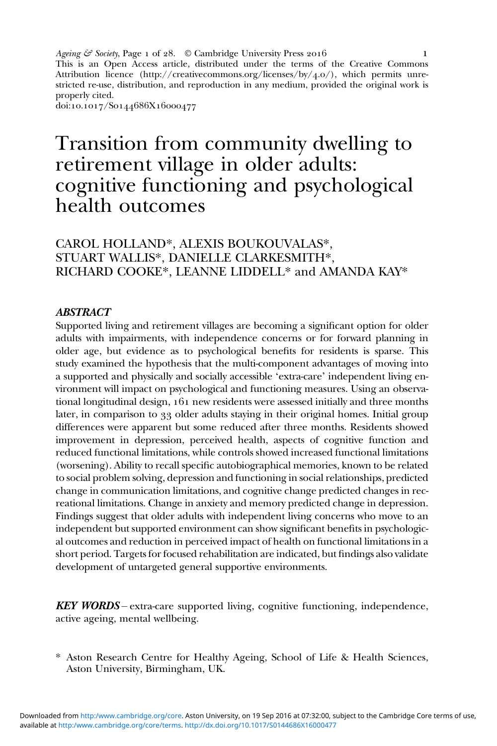This is an Open Access article, distributed under the terms of the Creative Commons Attribution licence (http://creativecommons.org/licenses/by/4.0/), which permits unrestricted re-use, distribution, and reproduction in any medium, provided the original work is properly cited.
doi:10.1017/S0144686X16000477

# Transition from community dwelling to retirement village in older adults: cognitive functioning and psychological health outcomes

CAROL HOLLAND*, ALEXIS BOUKOUVALAS*, STUART WALLIS*, DANIELLE CLARKESMITH*, RICHARD COOKE*, LEANNE LIDDELL* and AMANDA KAY*

## *ABSTRACT*

Supported living and retirement villages are becoming a significant option for older adults with impairments, with independence concerns or for forward planning in older age, but evidence as to psychological benefits for residents is sparse. This study examined the hypothesis that the multi-component advantages of moving into a supported and physically and socially accessible 'extra-care' independent living environment will impact on psychological and functioning measures. Using an observational longitudinal design, 161 new residents were assessed initially and three months later, in comparison to 33 older adults staying in their original homes. Initial group differences were apparent but some reduced after three months. Residents showed improvement in depression, perceived health, aspects of cognitive function and reduced functional limitations, while controls showed increased functional limitations (worsening). Ability to recall specific autobiographical memories, known to be related to social problem solving, depression and functioning in social relationships, predicted change in communication limitations, and cognitive change predicted changes in recreational limitations. Change in anxiety and memory predicted change in depression. Findings suggest that older adults with independent living concerns who move to an independent but supported environment can show significant benefits in psychological outcomes and reduction in perceived impact of health on functional limitations in a short period. Targets for focused rehabilitation are indicated, but findings also validate development of untargeted general supportive environments.

***KEY WORDS*** – extra-care supported living, cognitive functioning, independence, active ageing, mental wellbeing.

\* Aston Research Centre for Healthy Ageing, School of Life & Health Sciences, Aston University, Birmingham, UK.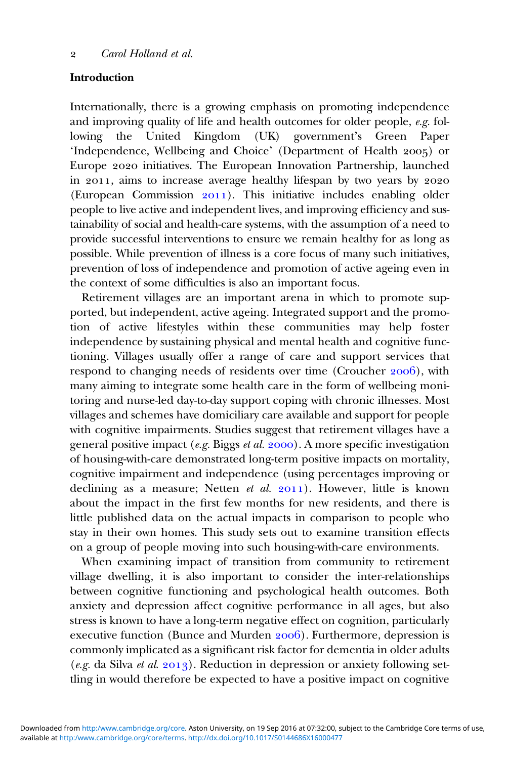## Introduction

Internationally, there is a growing emphasis on promoting independence and improving quality of life and health outcomes for older people, *e.g.* following the United Kingdom (UK) government's Green Paper 'Independence, Wellbeing and Choice' (Department of Health 2005) or Europe 2020 initiatives. The European Innovation Partnership, launched in 2011, aims to increase average healthy lifespan by two years by 2020 (European Commission 2011). This initiative includes enabling older people to live active and independent lives, and improving efficiency and sustainability of social and health-care systems, with the assumption of a need to provide successful interventions to ensure we remain healthy for as long as possible. While prevention of illness is a core focus of many such initiatives, prevention of loss of independence and promotion of active ageing even in the context of some difficulties is also an important focus.

Retirement villages are an important arena in which to promote supported, but independent, active ageing. Integrated support and the promotion of active lifestyles within these communities may help foster independence by sustaining physical and mental health and cognitive functioning. Villages usually offer a range of care and support services that respond to changing needs of residents over time (Croucher 2006), with many aiming to integrate some health care in the form of wellbeing monitoring and nurse-led day-to-day support coping with chronic illnesses. Most villages and schemes have domiciliary care available and support for people with cognitive impairments. Studies suggest that retirement villages have a general positive impact (*e.g.* Biggs *et al.* 2000). A more specific investigation of housing-with-care demonstrated long-term positive impacts on mortality, cognitive impairment and independence (using percentages improving or declining as a measure; Netten *et al.* 2011). However, little is known about the impact in the first few months for new residents, and there is little published data on the actual impacts in comparison to people who stay in their own homes. This study sets out to examine transition effects on a group of people moving into such housing-with-care environments.

When examining impact of transition from community to retirement village dwelling, it is also important to consider the inter-relationships between cognitive functioning and psychological health outcomes. Both anxiety and depression affect cognitive performance in all ages, but also stress is known to have a long-term negative effect on cognition, particularly executive function (Bunce and Murden 2006). Furthermore, depression is commonly implicated as a significant risk factor for dementia in older adults (*e.g.* da Silva *et al.* 2013). Reduction in depression or anxiety following settling in would therefore be expected to have a positive impact on cognitive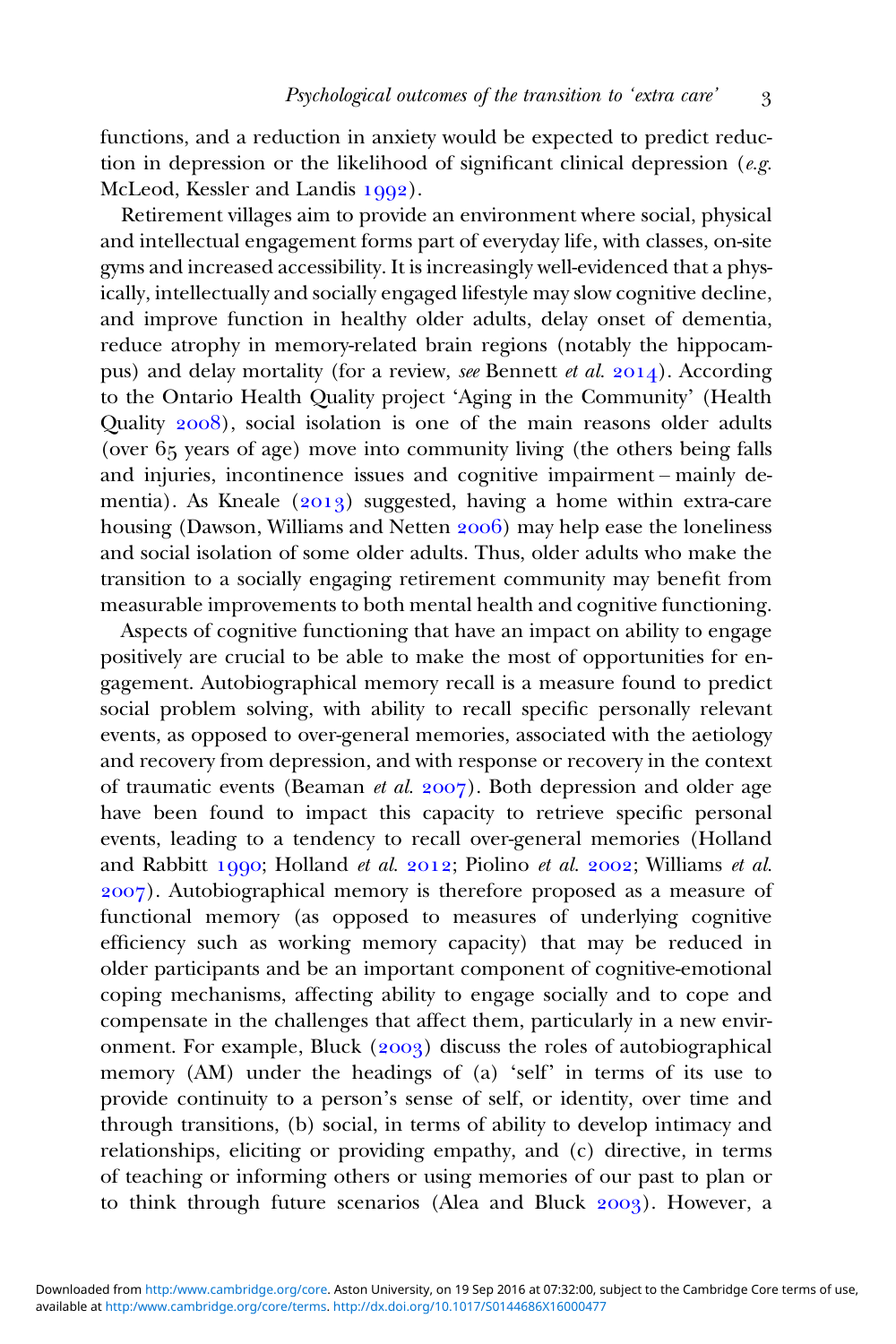functions, and a reduction in anxiety would be expected to predict reduction in depression or the likelihood of significant clinical depression (*e.g.* McLeod, Kessler and Landis 1992).

Retirement villages aim to provide an environment where social, physical and intellectual engagement forms part of everyday life, with classes, on-site gyms and increased accessibility. It is increasingly well-evidenced that a physically, intellectually and socially engaged lifestyle may slow cognitive decline, and improve function in healthy older adults, delay onset of dementia, reduce atrophy in memory-related brain regions (notably the hippocampus) and delay mortality (for a review, *see* Bennett *et al.* 2014). According to the Ontario Health Quality project 'Aging in the Community' (Health Quality 2008), social isolation is one of the main reasons older adults (over 65 years of age) move into community living (the others being falls and injuries, incontinence issues and cognitive impairment – mainly dementia). As Kneale (2013) suggested, having a home within extra-care housing (Dawson, Williams and Netten 2006) may help ease the loneliness and social isolation of some older adults. Thus, older adults who make the transition to a socially engaging retirement community may benefit from measurable improvements to both mental health and cognitive functioning.

Aspects of cognitive functioning that have an impact on ability to engage positively are crucial to be able to make the most of opportunities for engagement. Autobiographical memory recall is a measure found to predict social problem solving, with ability to recall specific personally relevant events, as opposed to over-general memories, associated with the aetiology and recovery from depression, and with response or recovery in the context of traumatic events (Beaman *et al.* 2007). Both depression and older age have been found to impact this capacity to retrieve specific personal events, leading to a tendency to recall over-general memories (Holland and Rabbitt 1990; Holland *et al.* 2012; Piolino *et al.* 2002; Williams *et al.* 2007). Autobiographical memory is therefore proposed as a measure of functional memory (as opposed to measures of underlying cognitive efficiency such as working memory capacity) that may be reduced in older participants and be an important component of cognitive-emotional coping mechanisms, affecting ability to engage socially and to cope and compensate in the challenges that affect them, particularly in a new environment. For example, Bluck (2003) discuss the roles of autobiographical memory (AM) under the headings of (a) 'self' in terms of its use to provide continuity to a person's sense of self, or identity, over time and through transitions, (b) social, in terms of ability to develop intimacy and relationships, eliciting or providing empathy, and (c) directive, in terms of teaching or informing others or using memories of our past to plan or to think through future scenarios (Alea and Bluck 2003). However, a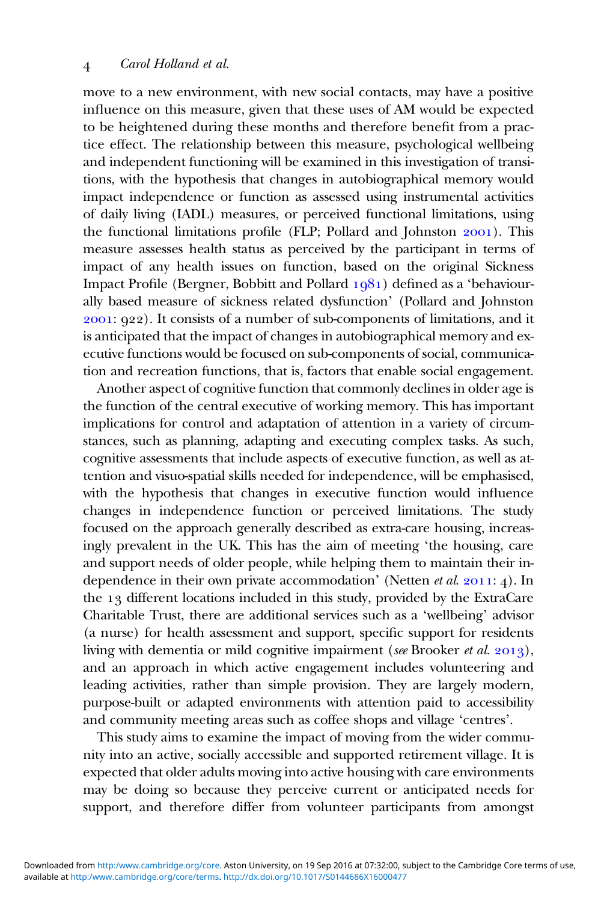move to a new environment, with new social contacts, may have a positive influence on this measure, given that these uses of AM would be expected to be heightened during these months and therefore benefit from a practice effect. The relationship between this measure, psychological wellbeing and independent functioning will be examined in this investigation of transitions, with the hypothesis that changes in autobiographical memory would impact independence or function as assessed using instrumental activities of daily living (IADL) measures, or perceived functional limitations, using the functional limitations profile (FLP; Pollard and Johnston 2001). This measure assesses health status as perceived by the participant in terms of impact of any health issues on function, based on the original Sickness Impact Profile (Bergner, Bobbitt and Pollard 1981) defined as a 'behaviourally based measure of sickness related dysfunction' (Pollard and Johnston 2001: 922). It consists of a number of sub-components of limitations, and it is anticipated that the impact of changes in autobiographical memory and executive functions would be focused on sub-components of social, communication and recreation functions, that is, factors that enable social engagement.

Another aspect of cognitive function that commonly declines in older age is the function of the central executive of working memory. This has important implications for control and adaptation of attention in a variety of circumstances, such as planning, adapting and executing complex tasks. As such, cognitive assessments that include aspects of executive function, as well as attention and visuo-spatial skills needed for independence, will be emphasised, with the hypothesis that changes in executive function would influence changes in independence function or perceived limitations. The study focused on the approach generally described as extra-care housing, increasingly prevalent in the UK. This has the aim of meeting 'the housing, care and support needs of older people, while helping them to maintain their independence in their own private accommodation' (Netten *et al.* 2011: 4). In the 13 different locations included in this study, provided by the ExtraCare Charitable Trust, there are additional services such as a 'wellbeing' advisor (a nurse) for health assessment and support, specific support for residents living with dementia or mild cognitive impairment (*see* Brooker *et al.* 2013), and an approach in which active engagement includes volunteering and leading activities, rather than simple provision. They are largely modern, purpose-built or adapted environments with attention paid to accessibility and community meeting areas such as coffee shops and village 'centres'.

This study aims to examine the impact of moving from the wider community into an active, socially accessible and supported retirement village. It is expected that older adults moving into active housing with care environments may be doing so because they perceive current or anticipated needs for support, and therefore differ from volunteer participants from amongst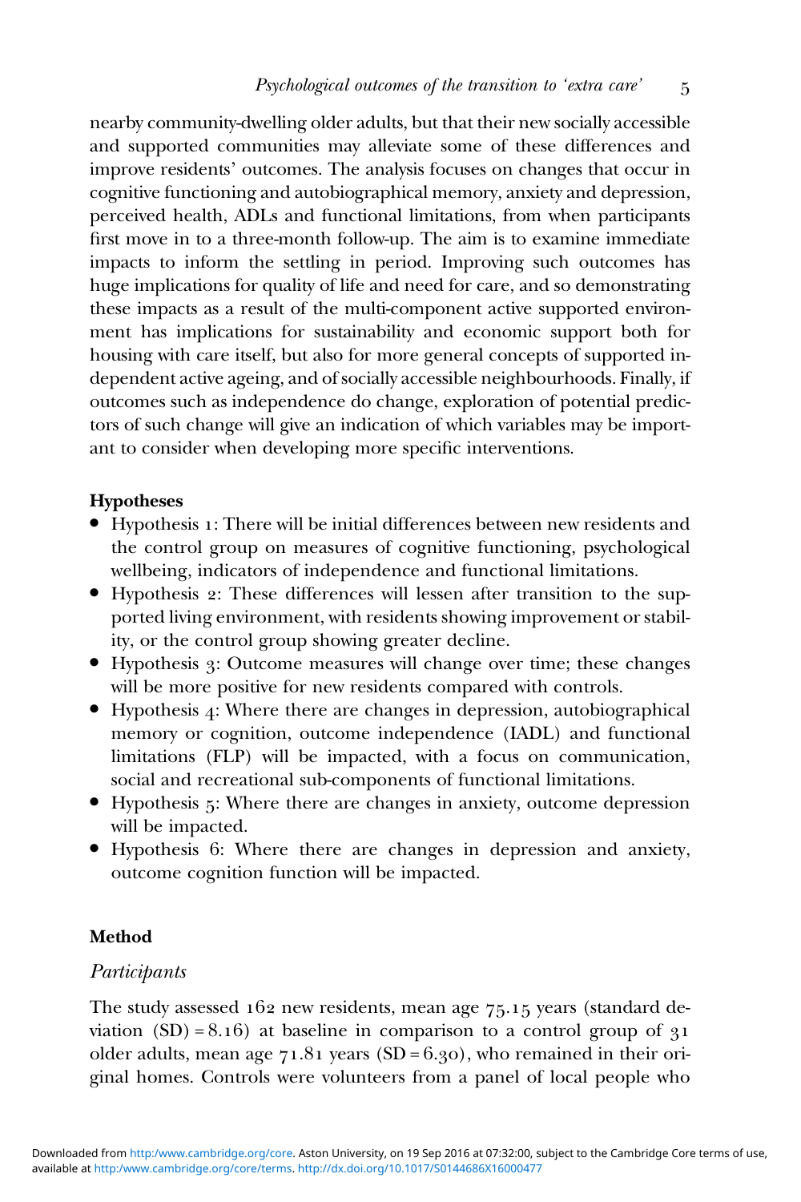nearby community-dwelling older adults, but that their new socially accessible and supported communities may alleviate some of these differences and improve residents' outcomes. The analysis focuses on changes that occur in cognitive functioning and autobiographical memory, anxiety and depression, perceived health, ADLs and functional limitations, from when participants first move in to a three-month follow-up. The aim is to examine immediate impacts to inform the settling in period. Improving such outcomes has huge implications for quality of life and need for care, and so demonstrating these impacts as a result of the multi-component active supported environment has implications for sustainability and economic support both for housing with care itself, but also for more general concepts of supported independent active ageing, and of socially accessible neighbourhoods. Finally, if outcomes such as independence do change, exploration of potential predictors of such change will give an indication of which variables may be important to consider when developing more specific interventions.

### Hypotheses

- Hypothesis 1: There will be initial differences between new residents and the control group on measures of cognitive functioning, psychological wellbeing, indicators of independence and functional limitations.
- Hypothesis 2: These differences will lessen after transition to the supported living environment, with residents showing improvement or stability, or the control group showing greater decline.
- Hypothesis 3: Outcome measures will change over time; these changes will be more positive for new residents compared with controls.
- Hypothesis 4: Where there are changes in depression, autobiographical memory or cognition, outcome independence (IADL) and functional limitations (FLP) will be impacted, with a focus on communication, social and recreational sub-components of functional limitations.
- Hypothesis 5: Where there are changes in anxiety, outcome depression will be impacted.
- Hypothesis 6: Where there are changes in depression and anxiety, outcome cognition function will be impacted.

## Method

### *Participants*

The study assessed 162 new residents, mean age 75.15 years (standard deviation (SD) = 8.16) at baseline in comparison to a control group of 31 older adults, mean age 71.81 years (SD = 6.30), who remained in their original homes. Controls were volunteers from a panel of local people who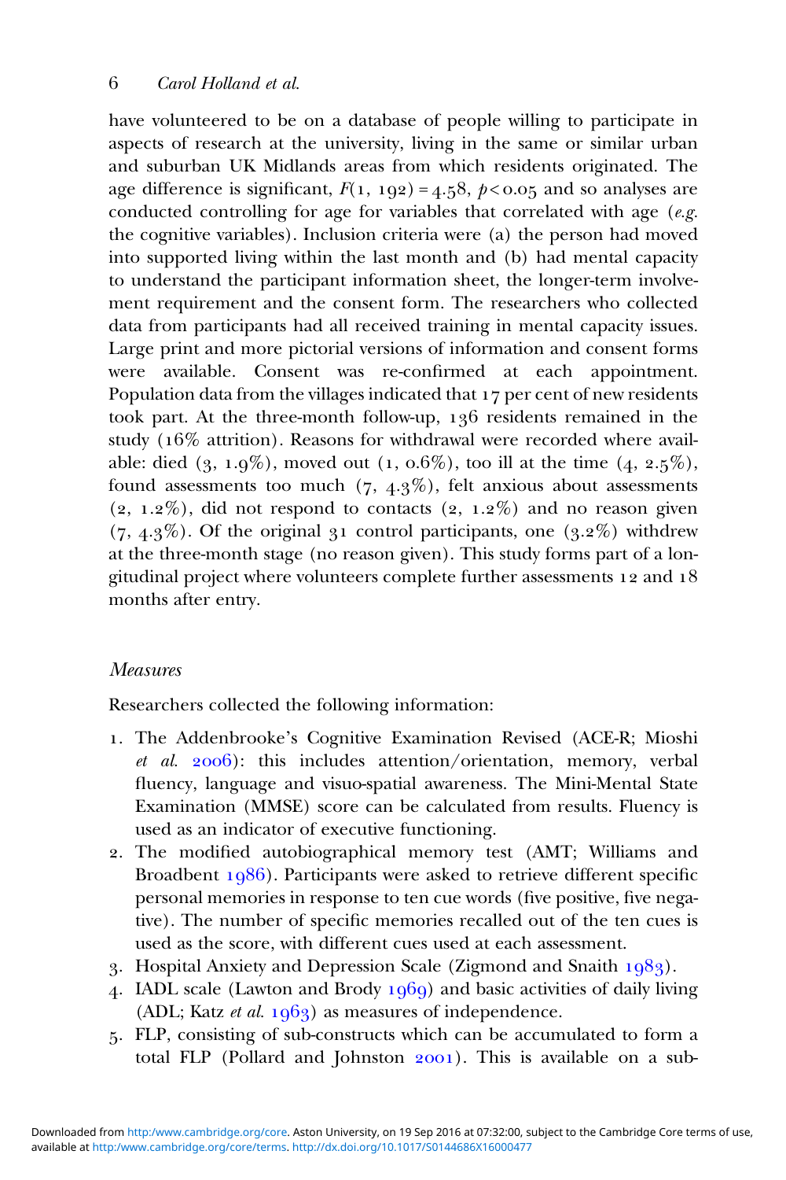have volunteered to be on a database of people willing to participate in aspects of research at the university, living in the same or similar urban and suburban UK Midlands areas from which residents originated. The age difference is significant, $F(1, 192) = 4.58$, $p < 0.05$ and so analyses are conducted controlling for age for variables that correlated with age (*e.g.* the cognitive variables). Inclusion criteria were (a) the person had moved into supported living within the last month and (b) had mental capacity to understand the participant information sheet, the longer-term involvement requirement and the consent form. The researchers who collected data from participants had all received training in mental capacity issues. Large print and more pictorial versions of information and consent forms were available. Consent was re-confirmed at each appointment. Population data from the villages indicated that 17 per cent of new residents took part. At the three-month follow-up, 136 residents remained in the study (16% attrition). Reasons for withdrawal were recorded where available: died (3, 1.9%), moved out (1, 0.6%), too ill at the time (4, 2.5%), found assessments too much (7, 4.3%), felt anxious about assessments (2, 1.2%), did not respond to contacts (2, 1.2%) and no reason given (7, 4.3%). Of the original 31 control participants, one (3.2%) withdrew at the three-month stage (no reason given). This study forms part of a longitudinal project where volunteers complete further assessments 12 and 18 months after entry.

### *Measures*

Researchers collected the following information:

1. The Addenbrooke's Cognitive Examination Revised (ACE-R; Mioshi *et al.* 2006): this includes attention/orientation, memory, verbal fluency, language and visuo-spatial awareness. The Mini-Mental State Examination (MMSE) score can be calculated from results. Fluency is used as an indicator of executive functioning.
2. The modified autobiographical memory test (AMT; Williams and Broadbent 1986). Participants were asked to retrieve different specific personal memories in response to ten cue words (five positive, five negative). The number of specific memories recalled out of the ten cues is used as the score, with different cues used at each assessment.
3. Hospital Anxiety and Depression Scale (Zigmond and Snaith 1983).
4. IADL scale (Lawton and Brody 1969) and basic activities of daily living (ADL; Katz *et al.* 1963) as measures of independence.
5. FLP, consisting of sub-constructs which can be accumulated to form a total FLP (Pollard and Johnston 2001). This is available on a sub-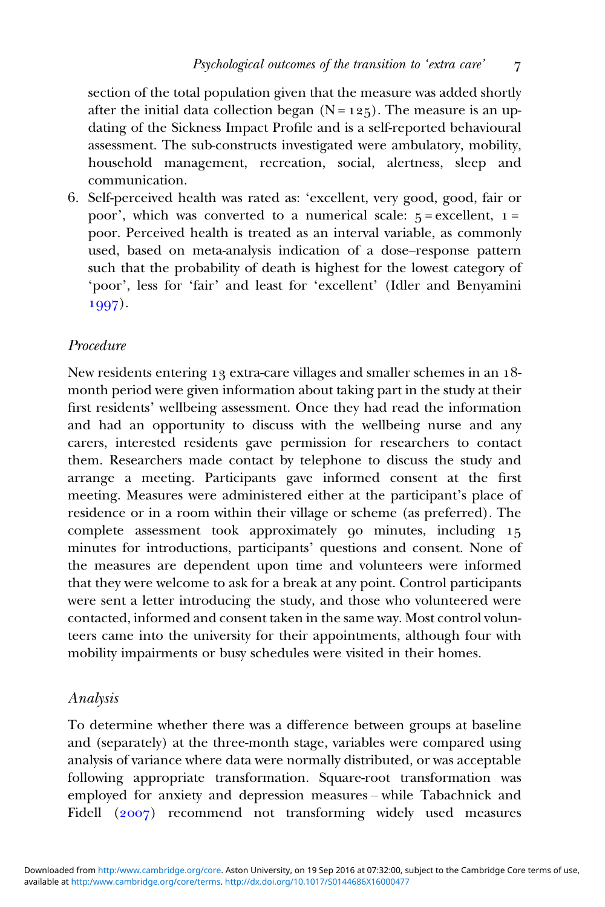section of the total population given that the measure was added shortly after the initial data collection began (N = 125). The measure is an updating of the Sickness Impact Profile and is a self-reported behavioural assessment. The sub-constructs investigated were ambulatory, mobility, household management, recreation, social, alertness, sleep and communication.

6. Self-perceived health was rated as: 'excellent, very good, good, fair or poor', which was converted to a numerical scale: 5 = excellent, 1 = poor. Perceived health is treated as an interval variable, as commonly used, based on meta-analysis indication of a dose–response pattern such that the probability of death is highest for the lowest category of 'poor', less for 'fair' and least for 'excellent' (Idler and Benyamini 1997).

### *Procedure*

New residents entering 13 extra-care villages and smaller schemes in an 18-month period were given information about taking part in the study at their first residents' wellbeing assessment. Once they had read the information and had an opportunity to discuss with the wellbeing nurse and any carers, interested residents gave permission for researchers to contact them. Researchers made contact by telephone to discuss the study and arrange a meeting. Participants gave informed consent at the first meeting. Measures were administered either at the participant's place of residence or in a room within their village or scheme (as preferred). The complete assessment took approximately 90 minutes, including 15 minutes for introductions, participants' questions and consent. None of the measures are dependent upon time and volunteers were informed that they were welcome to ask for a break at any point. Control participants were sent a letter introducing the study, and those who volunteered were contacted, informed and consent taken in the same way. Most control volunteers came into the university for their appointments, although four with mobility impairments or busy schedules were visited in their homes.

### *Analysis*

To determine whether there was a difference between groups at baseline and (separately) at the three-month stage, variables were compared using analysis of variance where data were normally distributed, or was acceptable following appropriate transformation. Square-root transformation was employed for anxiety and depression measures – while Tabachnick and Fidell (2007) recommend not transforming widely used measures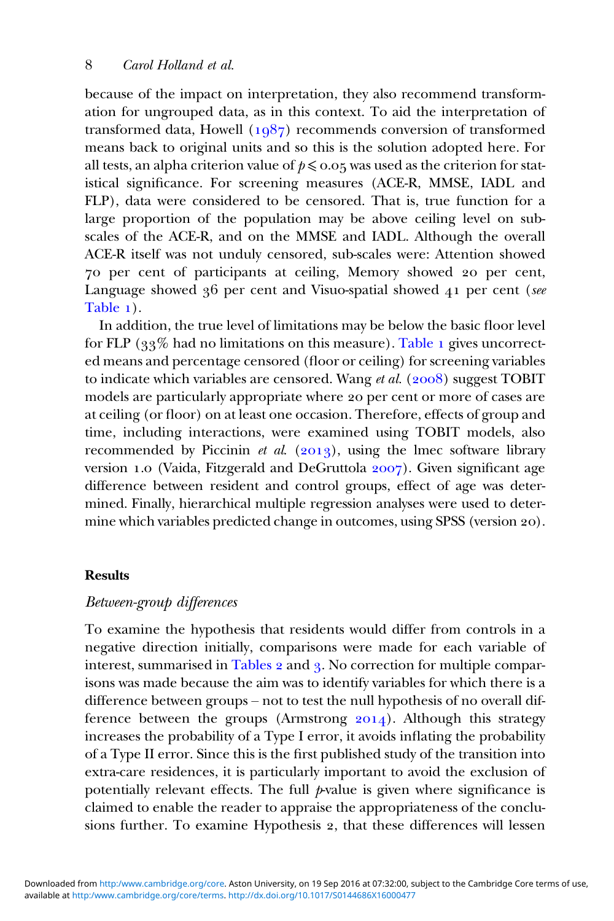because of the impact on interpretation, they also recommend transformation for ungrouped data, as in this context. To aid the interpretation of transformed data, Howell (1987) recommends conversion of transformed means back to original units and so this is the solution adopted here. For all tests, an alpha criterion value of $p \leqslant 0.05$ was used as the criterion for statistical significance. For screening measures (ACE-R, MMSE, IADL and FLP), data were considered to be censored. That is, true function for a large proportion of the population may be above ceiling level on sub-scales of the ACE-R, and on the MMSE and IADL. Although the overall ACE-R itself was not unduly censored, sub-scales were: Attention showed 70 per cent of participants at ceiling, Memory showed 20 per cent, Language showed 36 per cent and Visuo-spatial showed 41 per cent (*see* Table 1).

In addition, the true level of limitations may be below the basic floor level for FLP (33% had no limitations on this measure). Table 1 gives uncorrected means and percentage censored (floor or ceiling) for screening variables to indicate which variables are censored. Wang *et al.* (2008) suggest TOBIT models are particularly appropriate where 20 per cent or more of cases are at ceiling (or floor) on at least one occasion. Therefore, effects of group and time, including interactions, were examined using TOBIT models, also recommended by Piccinin *et al.* (2013), using the lmec software library version 1.0 (Vaida, Fitzgerald and DeGruttola 2007). Given significant age difference between resident and control groups, effect of age was determined. Finally, hierarchical multiple regression analyses were used to determine which variables predicted change in outcomes, using SPSS (version 20).

## Results

### *Between-group differences*

To examine the hypothesis that residents would differ from controls in a negative direction initially, comparisons were made for each variable of interest, summarised in Tables 2 and 3. No correction for multiple comparisons was made because the aim was to identify variables for which there is a difference between groups – not to test the null hypothesis of no overall difference between the groups (Armstrong 2014). Although this strategy increases the probability of a Type I error, it avoids inflating the probability of a Type II error. Since this is the first published study of the transition into extra-care residences, it is particularly important to avoid the exclusion of potentially relevant effects. The full *p*-value is given where significance is claimed to enable the reader to appraise the appropriateness of the conclusions further. To examine Hypothesis 2, that these differences will lessen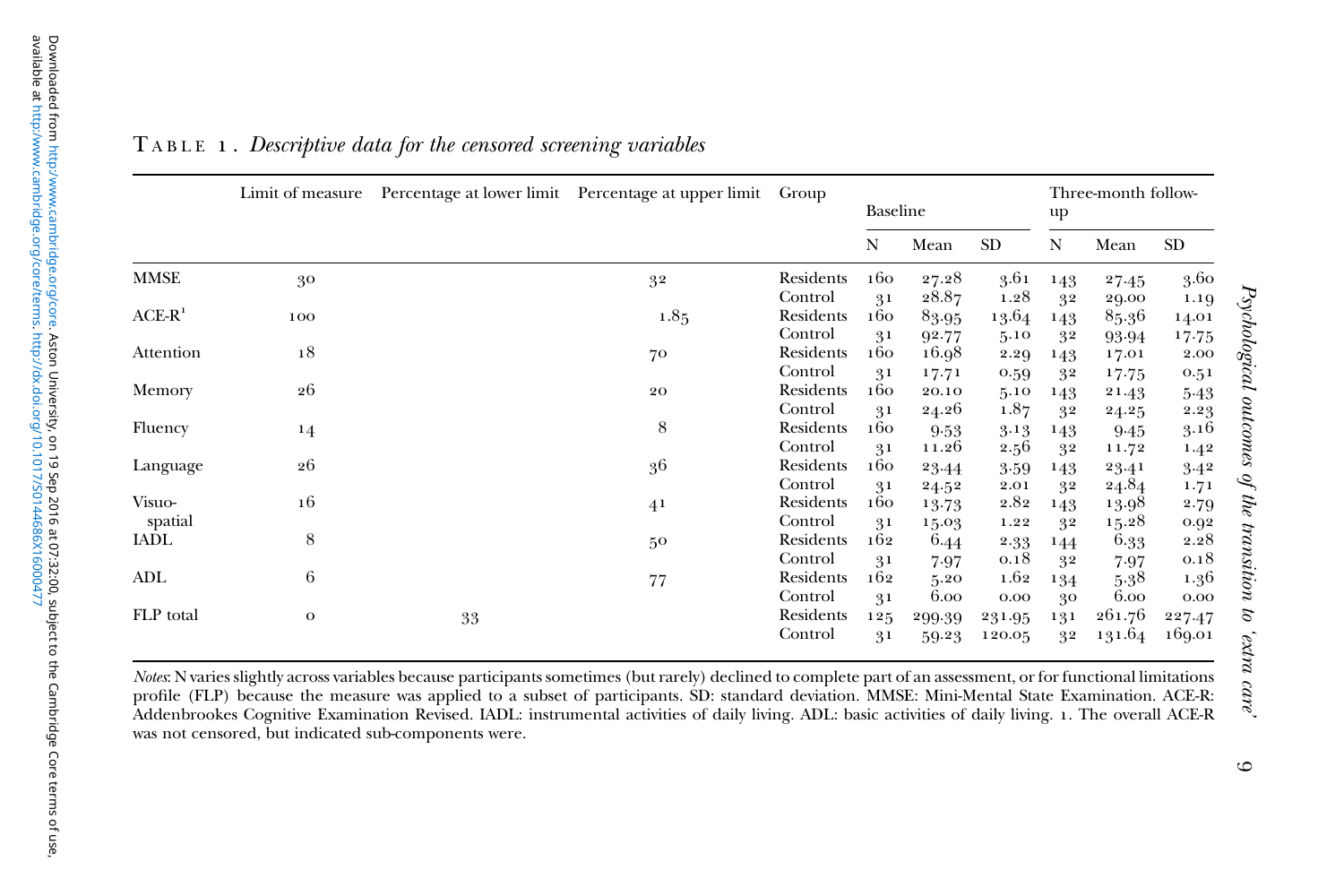**Table 1.** *Descriptive data for the censored screening variables*

| | Limit of measure | Percentage at lower limit | Percentage at upper limit | Group | Baseline | | | Three-month follow-up | | |
|---|---|---|---|---|---|---|---|---|---|---|
| | | | | | N | Mean | SD | N | Mean | SD |
| MMSE | 30 | | 32 | Residents | 160 | 27.28 | 3.61 | 143 | 27.45 | 3.60 |
| | | | | Control | 31 | 28.87 | 1.28 | 32 | 29.00 | 1.19 |
| ACE-R[1] | 100 | | 1.85 | Residents | 160 | 83.95 | 13.64 | 143 | 85.36 | 14.01 |
| | | | | Control | 31 | 92.77 | 5.10 | 32 | 93.94 | 17.75 |
| Attention | 18 | | 70 | Residents | 160 | 16.98 | 2.29 | 143 | 17.01 | 2.00 |
| | | | | Control | 31 | 17.71 | 0.59 | 32 | 17.75 | 0.51 |
| Memory | 26 | | 20 | Residents | 160 | 20.10 | 5.10 | 143 | 21.43 | 5.43 |
| | | | | Control | 31 | 24.26 | 1.87 | 32 | 24.25 | 2.23 |
| Fluency | 14 | | 8 | Residents | 160 | 9.53 | 3.13 | 143 | 9.45 | 3.16 |
| | | | | Control | 31 | 11.26 | 2.56 | 32 | 11.72 | 1.42 |
| Language | 26 | | 36 | Residents | 160 | 23.44 | 3.59 | 143 | 23.41 | 3.42 |
| | | | | Control | 31 | 24.52 | 2.01 | 32 | 24.84 | 1.71 |
| Visuo-spatial | 16 | | 41 | Residents | 160 | 13.73 | 2.82 | 143 | 13.98 | 2.79 |
| | | | | Control | 31 | 15.03 | 1.22 | 32 | 15.28 | 0.92 |
| IADL | 8 | | 50 | Residents | 162 | 6.44 | 2.33 | 144 | 6.33 | 2.28 |
| | | | | Control | 31 | 7.97 | 0.18 | 32 | 7.97 | 0.18 |
| ADL | 6 | | 77 | Residents | 162 | 5.20 | 1.62 | 134 | 5.38 | 1.36 |
| | | | | Control | 31 | 6.00 | 0.00 | 30 | 6.00 | 0.00 |
| FLP total | 0 | 33 | | Residents | 125 | 299.39 | 231.95 | 131 | 261.76 | 227.47 |
| | | | | Control | 31 | 59.23 | 120.05 | 32 | 131.64 | 169.01 |

*Notes*: N varies slightly across variables because participants sometimes (but rarely) declined to complete part of an assessment, or for functional limitations profile (FLP) because the measure was applied to a subset of participants. SD: standard deviation. MMSE: Mini-Mental State Examination. ACE-R: Addenbrookes Cognitive Examination Revised. IADL: instrumental activities of daily living. ADL: basic activities of daily living. 1. The overall ACE-R was not censored, but indicated sub-components were.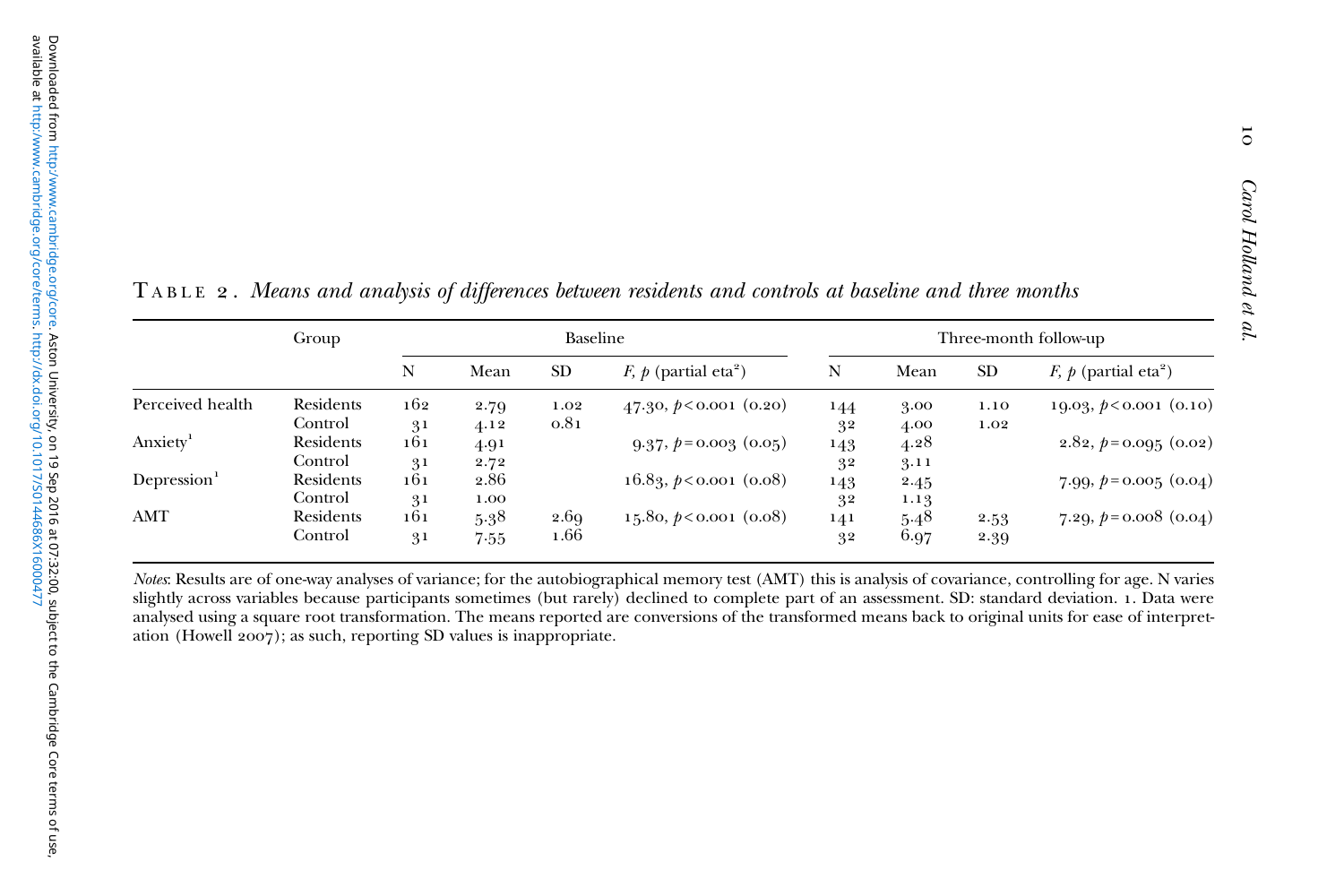TABLE 2. *Means and analysis of differences between residents and controls at baseline and three months*

| | Group | Baseline | | | | Three-month follow-up | | | |
|---|---|---|---|---|---|---|---|---|---|
| | | N | Mean | SD | $F$, $p$ (partial eta$^2$) | N | Mean | SD | $F$, $p$ (partial eta$^2$) |
| Perceived health | Residents | 162 | 2.79 | 1.02 | 47.30, $p<0.001$ (0.20) | 144 | 3.00 | 1.10 | 19.03, $p<0.001$ (0.10) |
| | Control | 31 | 4.12 | 0.81 | | 32 | 4.00 | 1.02 | |
| Anxiety[1] | Residents | 161 | 4.91 | | 9.37, $p=0.003$ (0.05) | 143 | 4.28 | | 2.82, $p=0.095$ (0.02) |
| | Control | 31 | 2.72 | | | 32 | 3.11 | | |
| Depression[1] | Residents | 161 | 2.86 | | 16.83, $p<0.001$ (0.08) | 143 | 2.45 | | 7.99, $p=0.005$ (0.04) |
| | Control | 31 | 1.00 | | | 32 | 1.13 | | |
| AMT | Residents | 161 | 5.38 | 2.69 | 15.80, $p<0.001$ (0.08) | 141 | 5.48 | 2.53 | 7.29, $p=0.008$ (0.04) |
| | Control | 31 | 7.55 | 1.66 | | 32 | 6.97 | 2.39 | |

*Notes*: Results are of one-way analyses of variance; for the autobiographical memory test (AMT) this is analysis of covariance, controlling for age. N varies slightly across variables because participants sometimes (but rarely) declined to complete part of an assessment. SD: standard deviation. 1. Data were analysed using a square root transformation. The means reported are conversions of the transformed means back to original units for ease of interpretation (Howell 2007); as such, reporting SD values is inappropriate.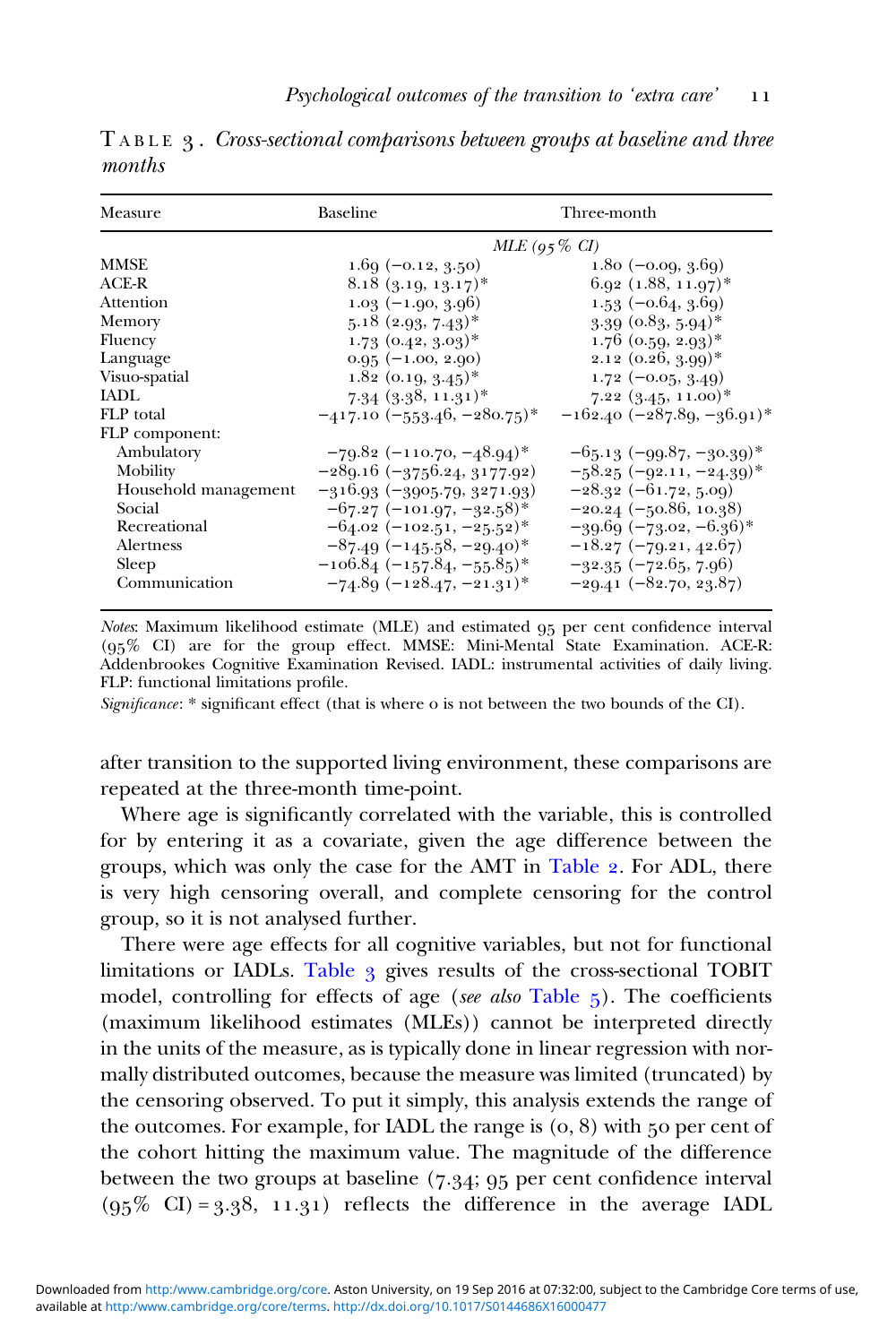TABLE 3. *Cross-sectional comparisons between groups at baseline and three months*

| Measure | Baseline | Three-month |
|---|---|---|
| | *MLE (95% CI)* | |
| MMSE | 1.69 (−0.12, 3.50) | 1.80 (−0.09, 3.69) |
| ACE-R | 8.18 (3.19, 13.17)* | 6.92 (1.88, 11.97)* |
| Attention | 1.03 (−1.90, 3.96) | 1.53 (−0.64, 3.69) |
| Memory | 5.18 (2.93, 7.43)* | 3.39 (0.83, 5.94)* |
| Fluency | 1.73 (0.42, 3.03)* | 1.76 (0.59, 2.93)* |
| Language | 0.95 (−1.00, 2.90) | 2.12 (0.26, 3.99)* |
| Visuo-spatial | 1.82 (0.19, 3.45)* | 1.72 (−0.05, 3.49) |
| IADL | 7.34 (3.38, 11.31)* | 7.22 (3.45, 11.00)* |
| FLP total | −417.10 (−553.46, −280.75)* | −162.40 (−287.89, −36.91)* |
| FLP component: | | |
| Ambulatory | −79.82 (−110.70, −48.94)* | −65.13 (−99.87, −30.39)* |
| Mobility | −289.16 (−3756.24, 3177.92) | −58.25 (−92.11, −24.39)* |
| Household management | −316.93 (−3905.79, 3271.93) | −28.32 (−61.72, 5.09) |
| Social | −67.27 (−101.97, −32.58)* | −20.24 (−50.86, 10.38) |
| Recreational | −64.02 (−102.51, −25.52)* | −39.69 (−73.02, −6.36)* |
| Alertness | −87.49 (−145.58, −29.40)* | −18.27 (−79.21, 42.67) |
| Sleep | −106.84 (−157.84, −55.85)* | −32.35 (−72.65, 7.96) |
| Communication | −74.89 (−128.47, −21.31)* | −29.41 (−82.70, 23.87) |

*Notes*: Maximum likelihood estimate (MLE) and estimated 95 per cent confidence interval (95% CI) are for the group effect. MMSE: Mini-Mental State Examination. ACE-R: Addenbrookes Cognitive Examination Revised. IADL: instrumental activities of daily living. FLP: functional limitations profile.

*Significance*: * significant effect (that is where 0 is not between the two bounds of the CI).

after transition to the supported living environment, these comparisons are repeated at the three-month time-point.

Where age is significantly correlated with the variable, this is controlled for by entering it as a covariate, given the age difference between the groups, which was only the case for the AMT in Table 2. For ADL, there is very high censoring overall, and complete censoring for the control group, so it is not analysed further.

There were age effects for all cognitive variables, but not for functional limitations or IADLs. Table 3 gives results of the cross-sectional TOBIT model, controlling for effects of age (*see also* Table 5). The coefficients (maximum likelihood estimates (MLEs)) cannot be interpreted directly in the units of the measure, as is typically done in linear regression with normally distributed outcomes, because the measure was limited (truncated) by the censoring observed. To put it simply, this analysis extends the range of the outcomes. For example, for IADL the range is (0, 8) with 50 per cent of the cohort hitting the maximum value. The magnitude of the difference between the two groups at baseline (7.34; 95 per cent confidence interval (95% CI) = 3.38, 11.31) reflects the difference in the average IADL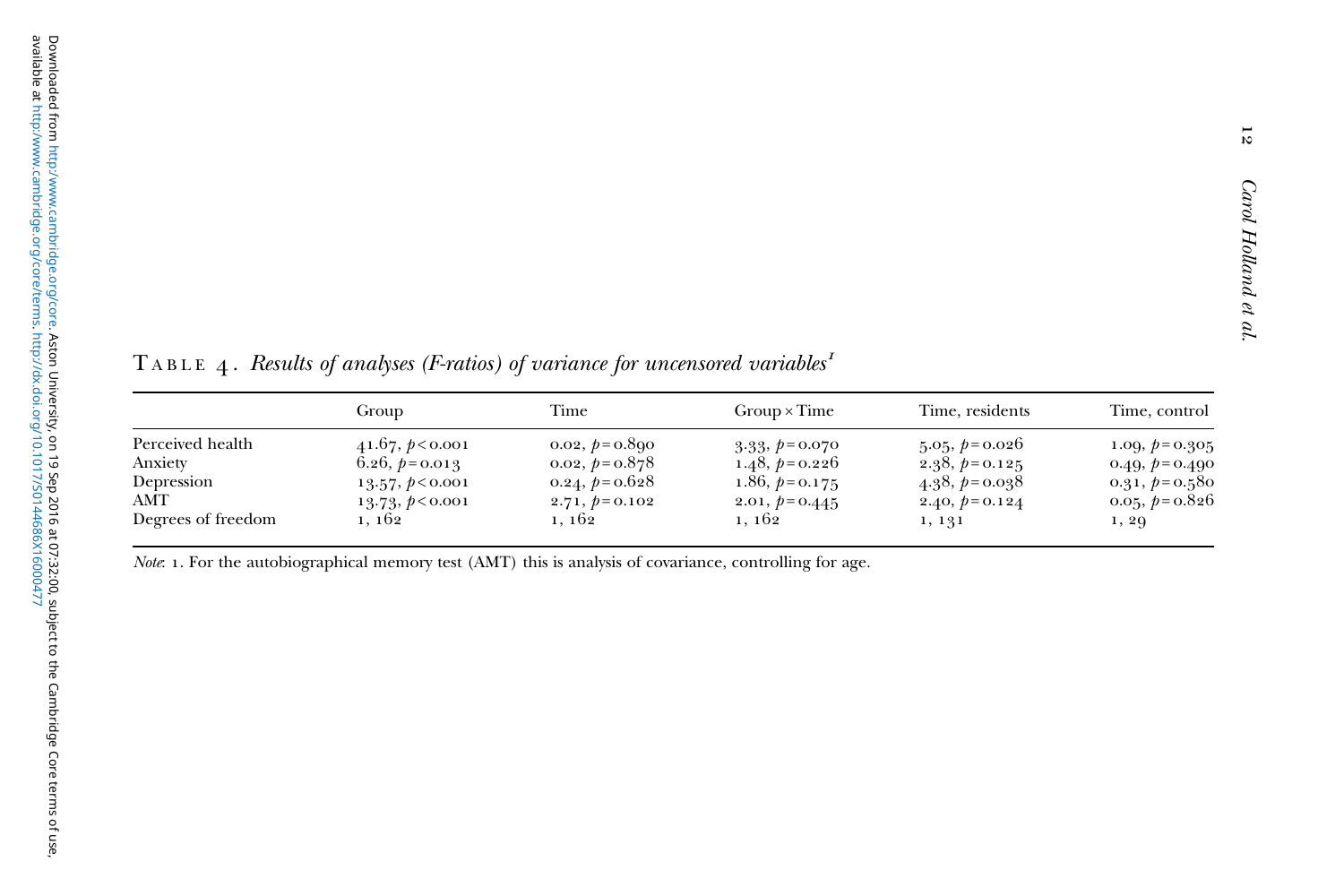TABLE 4. *Results of analyses (F-ratios) of variance for uncensored variables*[1]

| | Group | Time | Group × Time | Time, residents | Time, control |
|---|---|---|---|---|---|
| Perceived health | 41.67, $p < 0.001$ | 0.02, $p = 0.890$ | 3.33, $p = 0.070$ | 5.05, $p = 0.026$ | 1.09, $p = 0.305$ |
| Anxiety | 6.26, $p = 0.013$ | 0.02, $p = 0.878$ | 1.48, $p = 0.226$ | 2.38, $p = 0.125$ | 0.49, $p = 0.490$ |
| Depression | 13.57, $p < 0.001$ | 0.24, $p = 0.628$ | 1.86, $p = 0.175$ | 4.38, $p = 0.038$ | 0.31, $p = 0.580$ |
| AMT | 13.73, $p < 0.001$ | 2.71, $p = 0.102$ | 2.01, $p = 0.445$ | 2.40, $p = 0.124$ | 0.05, $p = 0.826$ |
| Degrees of freedom | 1, 162 | 1, 162 | 1, 162 | 1, 131 | 1, 29 |

*Note*: 1. For the autobiographical memory test (AMT) this is analysis of covariance, controlling for age.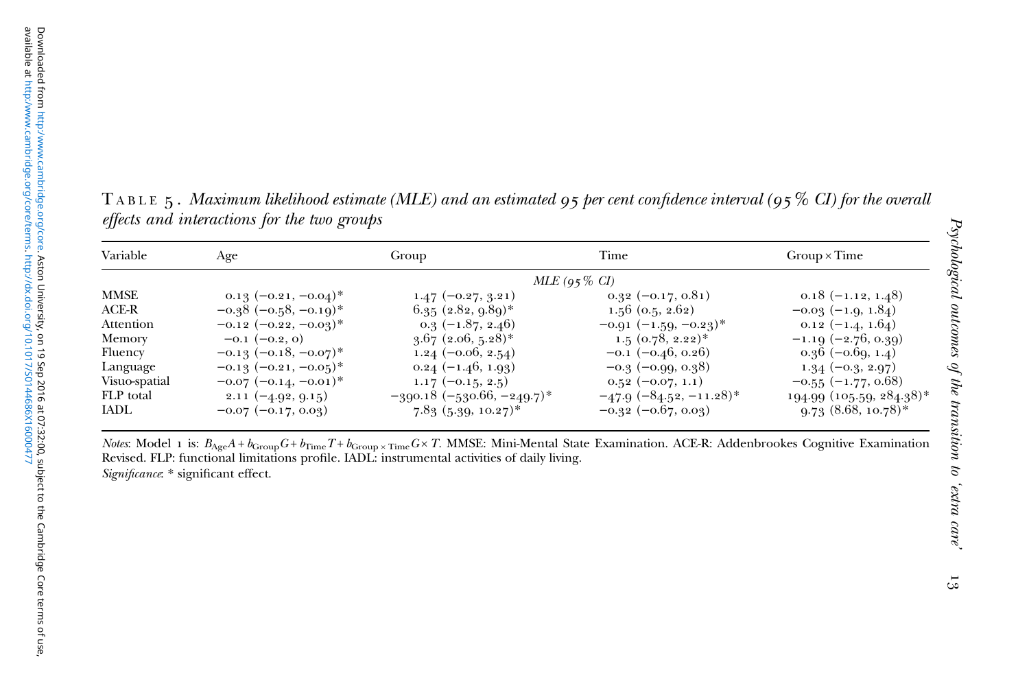TABLE 5. *Maximum likelihood estimate (MLE) and an estimated 95 per cent confidence interval (95% CI) for the overall effects and interactions for the two groups*

| Variable | Age | Group | Time | Group × Time |
|---|---|---|---|---|
| | | *MLE (95% CI)* | | |
| MMSE | 0.13 (−0.21, −0.04)* | 1.47 (−0.27, 3.21) | 0.32 (−0.17, 0.81) | 0.18 (−1.12, 1.48) |
| ACE-R | −0.38 (−0.58, −0.19)* | 6.35 (2.82, 9.89)* | 1.56 (0.5, 2.62) | −0.03 (−1.9, 1.84) |
| Attention | −0.12 (−0.22, −0.03)* | 0.3 (−1.87, 2.46) | −0.91 (−1.59, −0.23)* | 0.12 (−1.4, 1.64) |
| Memory | −0.1 (−0.2, 0) | 3.67 (2.06, 5.28)* | 1.5 (0.78, 2.22)* | −1.19 (−2.76, 0.39) |
| Fluency | −0.13 (−0.18, −0.07)* | 1.24 (−0.06, 2.54) | −0.1 (−0.46, 0.26) | 0.36 (−0.69, 1.4) |
| Language | −0.13 (−0.21, −0.05)* | 0.24 (−1.46, 1.93) | −0.3 (−0.99, 0.38) | 1.34 (−0.3, 2.97) |
| Visuo-spatial | −0.07 (−0.14, −0.01)* | 1.17 (−0.15, 2.5) | 0.52 (−0.07, 1.1) | −0.55 (−1.77, 0.68) |
| FLP total | 2.11 (−4.92, 9.15) | −390.18 (−530.66, −249.7)* | −47.9 (−84.52, −11.28)* | 194.99 (105.59, 284.38)* |
| IADL | −0.07 (−0.17, 0.03) | 7.83 (5.39, 10.27)* | −0.32 (−0.67, 0.03) | 9.73 (8.68, 10.78)* |

*Notes*: Model 1 is: $B_{\text{Age}}A + b_{\text{Group}}G + b_{\text{Time}}T + b_{\text{Group} \times \text{Time}}G \times T$. MMSE: Mini-Mental State Examination. ACE-R: Addenbrookes Cognitive Examination Revised. FLP: functional limitations profile. IADL: instrumental activities of daily living.

*Significance*: * significant effect.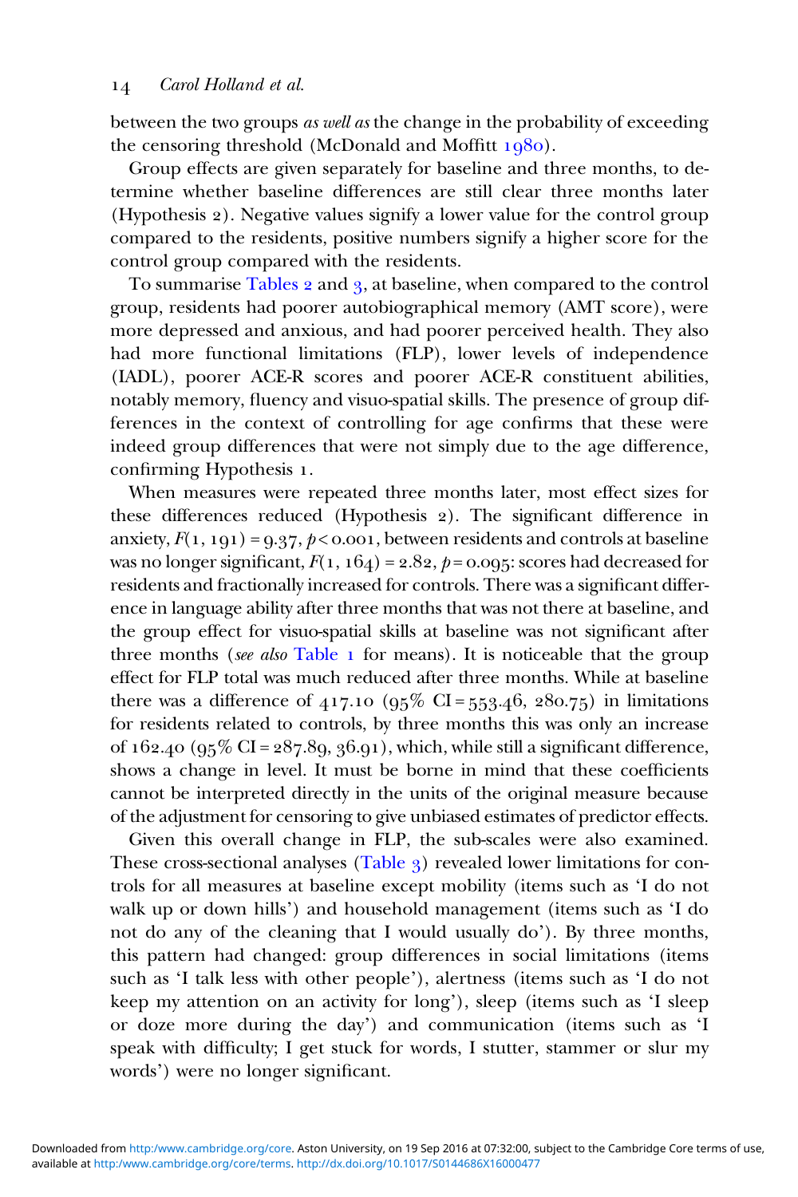between the two groups *as well as* the change in the probability of exceeding the censoring threshold (McDonald and Moffitt 1980).

Group effects are given separately for baseline and three months, to determine whether baseline differences are still clear three months later (Hypothesis 2). Negative values signify a lower value for the control group compared to the residents, positive numbers signify a higher score for the control group compared with the residents.

To summarise Tables 2 and 3, at baseline, when compared to the control group, residents had poorer autobiographical memory (AMT score), were more depressed and anxious, and had poorer perceived health. They also had more functional limitations (FLP), lower levels of independence (IADL), poorer ACE-R scores and poorer ACE-R constituent abilities, notably memory, fluency and visuo-spatial skills. The presence of group differences in the context of controlling for age confirms that these were indeed group differences that were not simply due to the age difference, confirming Hypothesis 1.

When measures were repeated three months later, most effect sizes for these differences reduced (Hypothesis 2). The significant difference in anxiety, $F(1, 191) = 9.37$, $p < 0.001$, between residents and controls at baseline was no longer significant, $F(1, 164) = 2.82$, $p = 0.095$: scores had decreased for residents and fractionally increased for controls. There was a significant difference in language ability after three months that was not there at baseline, and the group effect for visuo-spatial skills at baseline was not significant after three months (*see also* Table 1 for means). It is noticeable that the group effect for FLP total was much reduced after three months. While at baseline there was a difference of 417.10 (95% CI = 553.46, 280.75) in limitations for residents related to controls, by three months this was only an increase of 162.40 (95% CI = 287.89, 36.91), which, while still a significant difference, shows a change in level. It must be borne in mind that these coefficients cannot be interpreted directly in the units of the original measure because of the adjustment for censoring to give unbiased estimates of predictor effects.

Given this overall change in FLP, the sub-scales were also examined. These cross-sectional analyses (Table 3) revealed lower limitations for controls for all measures at baseline except mobility (items such as 'I do not walk up or down hills') and household management (items such as 'I do not do any of the cleaning that I would usually do'). By three months, this pattern had changed: group differences in social limitations (items such as 'I talk less with other people'), alertness (items such as 'I do not keep my attention on an activity for long'), sleep (items such as 'I sleep or doze more during the day') and communication (items such as 'I speak with difficulty; I get stuck for words, I stutter, stammer or slur my words') were no longer significant.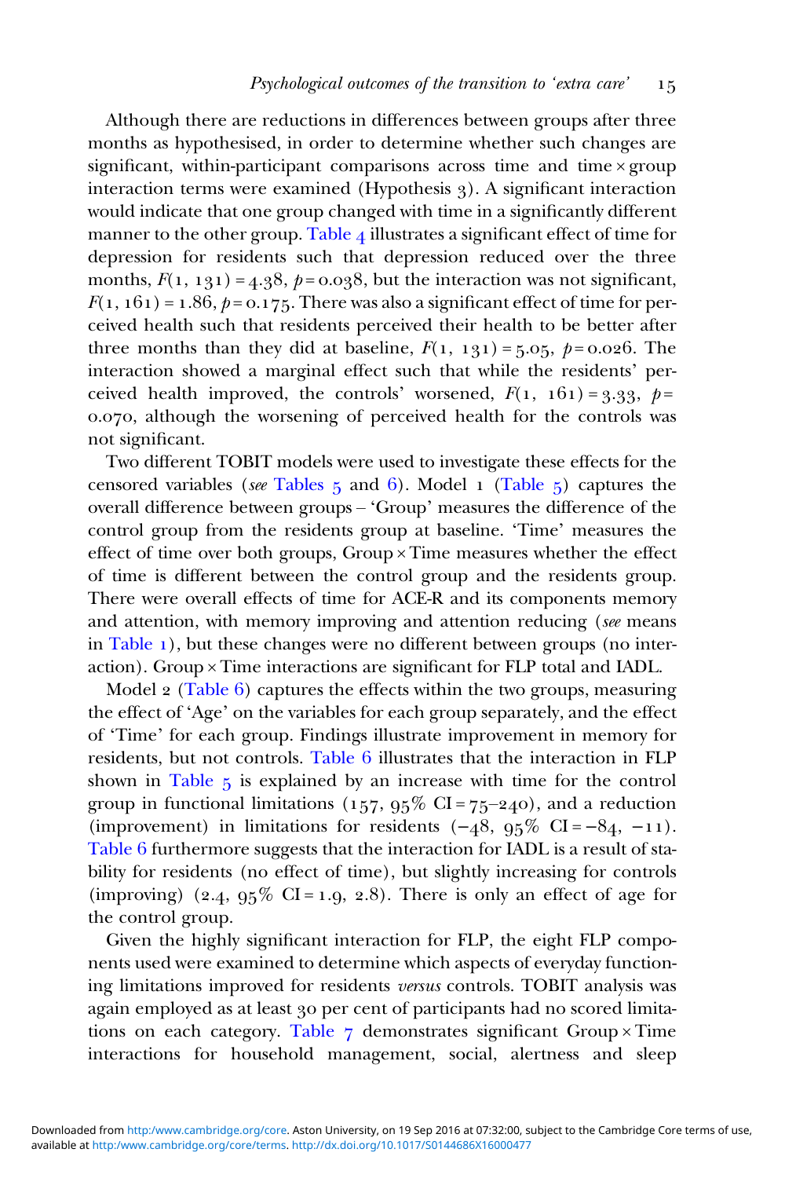Although there are reductions in differences between groups after three months as hypothesised, in order to determine whether such changes are significant, within-participant comparisons across time and time × group interaction terms were examined (Hypothesis 3). A significant interaction would indicate that one group changed with time in a significantly different manner to the other group. Table 4 illustrates a significant effect of time for depression for residents such that depression reduced over the three months, $F(1, 131) = 4.38$, $p = 0.038$, but the interaction was not significant, $F(1, 161) = 1.86$, $p = 0.175$. There was also a significant effect of time for perceived health such that residents perceived their health to be better after three months than they did at baseline, $F(1, 131) = 5.05$, $p = 0.026$. The interaction showed a marginal effect such that while the residents' perceived health improved, the controls' worsened, $F(1, 161) = 3.33$, $p = 0.070$, although the worsening of perceived health for the controls was not significant.

Two different TOBIT models were used to investigate these effects for the censored variables (*see* Tables 5 and 6). Model 1 (Table 5) captures the overall difference between groups – 'Group' measures the difference of the control group from the residents group at baseline. 'Time' measures the effect of time over both groups, Group × Time measures whether the effect of time is different between the control group and the residents group. There were overall effects of time for ACE-R and its components memory and attention, with memory improving and attention reducing (*see* means in Table 1), but these changes were no different between groups (no interaction). Group × Time interactions are significant for FLP total and IADL.

Model 2 (Table 6) captures the effects within the two groups, measuring the effect of 'Age' on the variables for each group separately, and the effect of 'Time' for each group. Findings illustrate improvement in memory for residents, but not controls. Table 6 illustrates that the interaction in FLP shown in Table 5 is explained by an increase with time for the control group in functional limitations (157, 95% CI = 75–240), and a reduction (improvement) in limitations for residents (−48, 95% CI = −84, −11). Table 6 furthermore suggests that the interaction for IADL is a result of stability for residents (no effect of time), but slightly increasing for controls (improving) (2.4, 95% CI = 1.9, 2.8). There is only an effect of age for the control group.

Given the highly significant interaction for FLP, the eight FLP components used were examined to determine which aspects of everyday functioning limitations improved for residents *versus* controls. TOBIT analysis was again employed as at least 30 per cent of participants had no scored limitations on each category. Table 7 demonstrates significant Group × Time interactions for household management, social, alertness and sleep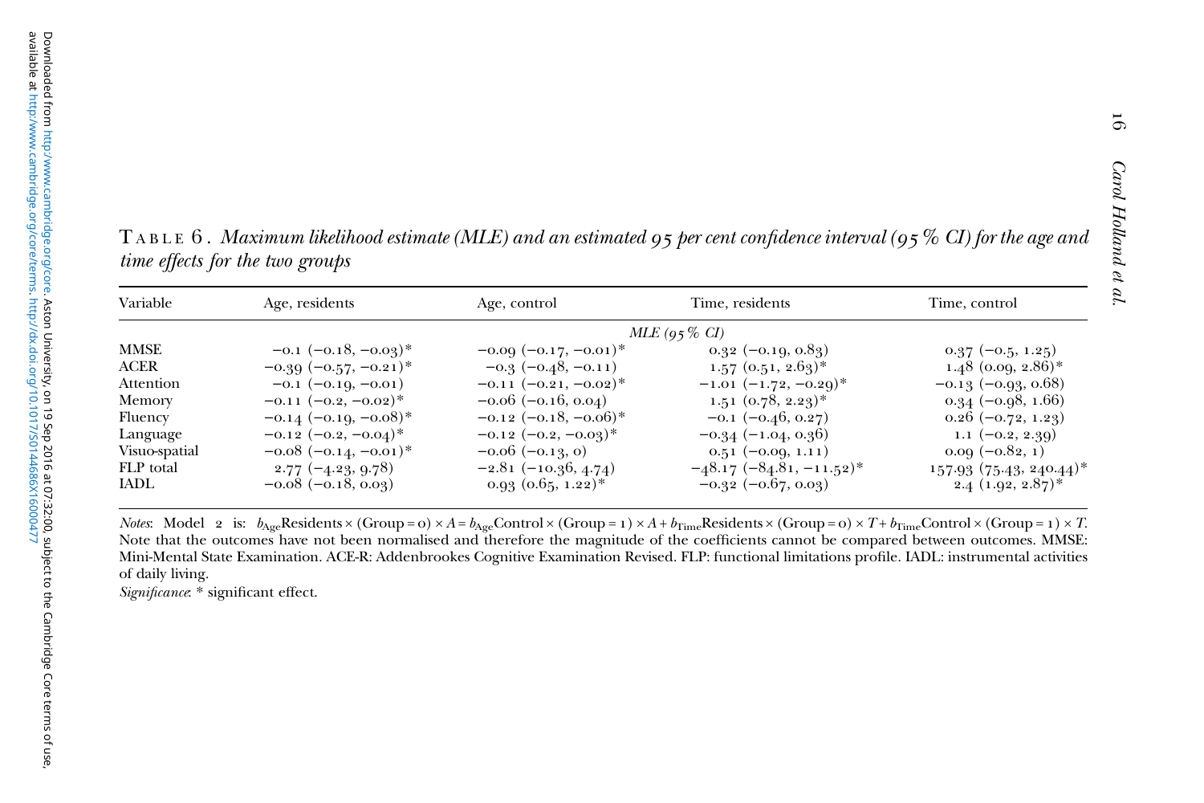TABLE 6. *Maximum likelihood estimate (MLE) and an estimated 95 per cent confidence interval (95% CI) for the age and time effects for the two groups*

| Variable | Age, residents | Age, control | Time, residents | Time, control |
|---|---|---|---|---|
| | | *MLE (95% CI)* | | |
| MMSE | −0.1 (−0.18, −0.03)* | −0.09 (−0.17, −0.01)* | 0.32 (−0.19, 0.83) | 0.37 (−0.5, 1.25) |
| ACER | −0.39 (−0.57, −0.21)* | −0.3 (−0.48, −0.11) | 1.57 (0.51, 2.63)* | 1.48 (0.09, 2.86)* |
| Attention | −0.1 (−0.19, −0.01) | −0.11 (−0.21, −0.02)* | −1.01 (−1.72, −0.29)* | −0.13 (−0.93, 0.68) |
| Memory | −0.11 (−0.2, −0.02)* | −0.06 (−0.16, 0.04) | 1.51 (0.78, 2.23)* | 0.34 (−0.98, 1.66) |
| Fluency | −0.14 (−0.19, −0.08)* | −0.12 (−0.18, −0.06)* | −0.1 (−0.46, 0.27) | 0.26 (−0.72, 1.23) |
| Language | −0.12 (−0.2, −0.04)* | −0.12 (−0.2, −0.03)* | −0.34 (−1.04, 0.36) | 1.1 (−0.2, 2.39) |
| Visuo-spatial | −0.08 (−0.14, −0.01)* | −0.06 (−0.13, 0) | 0.51 (−0.09, 1.11) | 0.09 (−0.82, 1) |
| FLP total | 2.77 (−4.23, 9.78) | −2.81 (−10.36, 4.74) | −48.17 (−84.81, −11.52)* | 157.93 (75.43, 240.44)* |
| IADL | −0.08 (−0.18, 0.03) | 0.93 (0.65, 1.22)* | −0.32 (−0.67, 0.03) | 2.4 (1.92, 2.87)* |

*Notes*: Model 2 is: $b_{\text{Age}}\text{Residents} \times (\text{Group} = 0) \times A = b_{\text{Age}}\text{Control} \times (\text{Group} = 1) \times A + b_{\text{Time}}\text{Residents} \times (\text{Group} = 0) \times T + b_{\text{Time}}\text{Control} \times (\text{Group} = 1) \times T$. Note that the outcomes have not been normalised and therefore the magnitude of the coefficients cannot be compared between outcomes. MMSE: Mini-Mental State Examination. ACE-R: Addenbrookes Cognitive Examination Revised. FLP: functional limitations profile. IADL: instrumental activities of daily living.

*Significance*: * significant effect.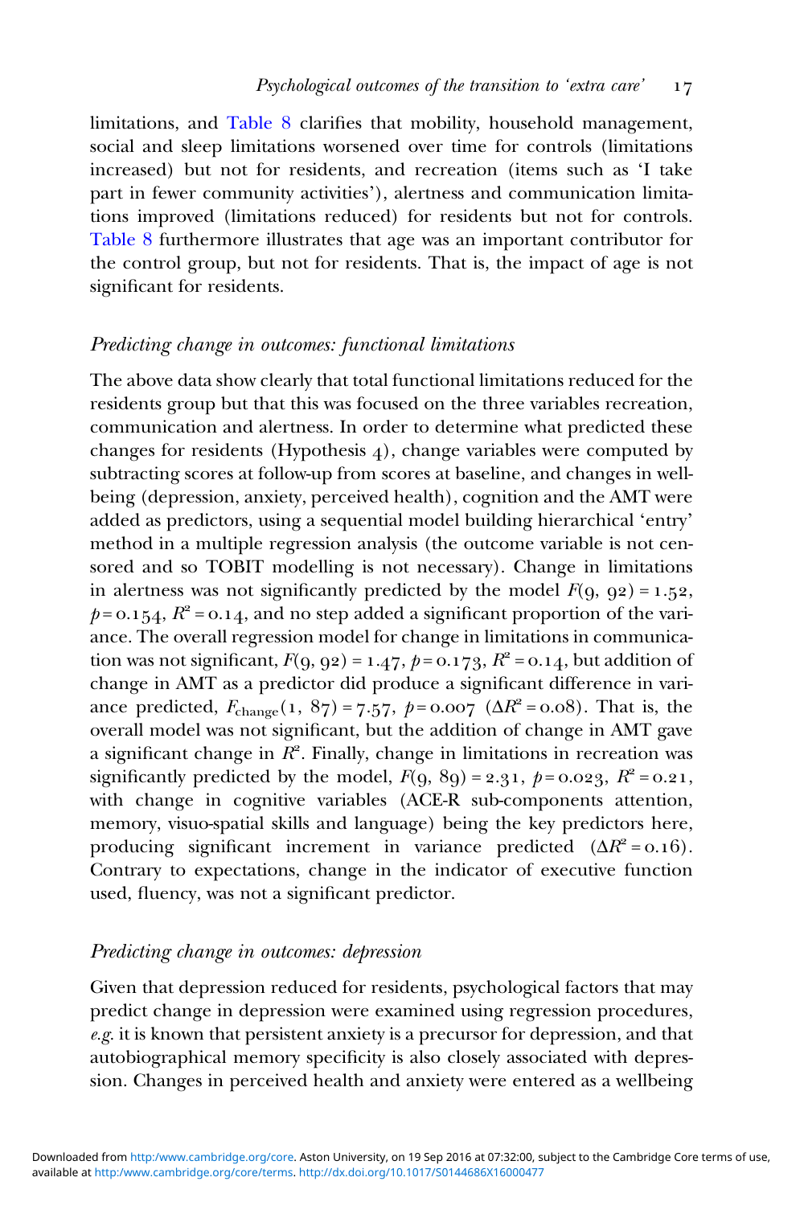limitations, and Table 8 clarifies that mobility, household management, social and sleep limitations worsened over time for controls (limitations increased) but not for residents, and recreation (items such as 'I take part in fewer community activities'), alertness and communication limitations improved (limitations reduced) for residents but not for controls. Table 8 furthermore illustrates that age was an important contributor for the control group, but not for residents. That is, the impact of age is not significant for residents.

### *Predicting change in outcomes: functional limitations*

The above data show clearly that total functional limitations reduced for the residents group but that this was focused on the three variables recreation, communication and alertness. In order to determine what predicted these changes for residents (Hypothesis 4), change variables were computed by subtracting scores at follow-up from scores at baseline, and changes in wellbeing (depression, anxiety, perceived health), cognition and the AMT were added as predictors, using a sequential model building hierarchical 'entry' method in a multiple regression analysis (the outcome variable is not censored and so TOBIT modelling is not necessary). Change in limitations in alertness was not significantly predicted by the model $F(9, 92) = 1.52$, $p = 0.154$, $R^2 = 0.14$, and no step added a significant proportion of the variance. The overall regression model for change in limitations in communication was not significant, $F(9, 92) = 1.47$, $p = 0.173$, $R^2 = 0.14$, but addition of change in AMT as a predictor did produce a significant difference in variance predicted, $F_{\text{change}}(1, 87) = 7.57$, $p = 0.007$ ($\Delta R^2 = 0.08$). That is, the overall model was not significant, but the addition of change in AMT gave a significant change in $R^2$. Finally, change in limitations in recreation was significantly predicted by the model, $F(9, 89) = 2.31$, $p = 0.023$, $R^2 = 0.21$, with change in cognitive variables (ACE-R sub-components attention, memory, visuo-spatial skills and language) being the key predictors here, producing significant increment in variance predicted ($\Delta R^2 = 0.16$). Contrary to expectations, change in the indicator of executive function used, fluency, was not a significant predictor.

### *Predicting change in outcomes: depression*

Given that depression reduced for residents, psychological factors that may predict change in depression were examined using regression procedures, *e.g.* it is known that persistent anxiety is a precursor for depression, and that autobiographical memory specificity is also closely associated with depression. Changes in perceived health and anxiety were entered as a wellbeing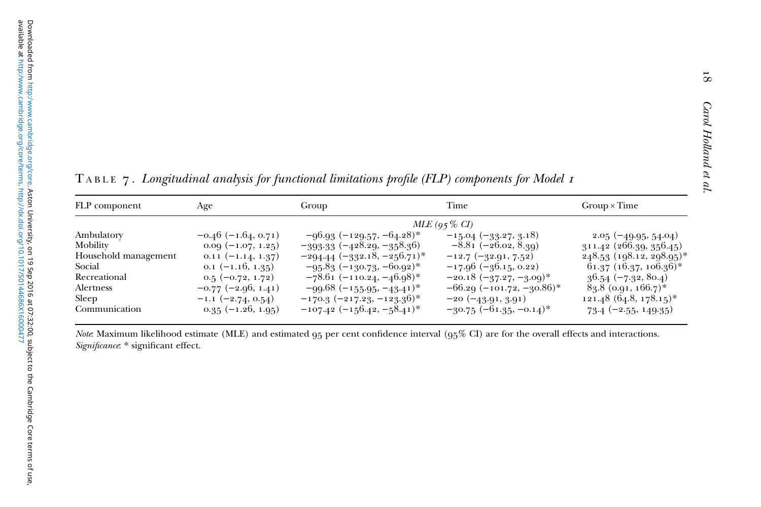TABLE 7. *Longitudinal analysis for functional limitations profile (FLP) components for Model 1*

| FLP component | Age | Group | Time | Group × Time |
|---|---|---|---|---|
| | | *MLE (95% CI)* | | |
| Ambulatory | −0.46 (−1.64, 0.71) | −96.93 (−129.57, −64.28)* | −15.04 (−33.27, 3.18) | 2.05 (−49.95, 54.04) |
| Mobility | 0.09 (−1.07, 1.25) | −393.33 (−428.29, −358.36) | −8.81 (−26.02, 8.39) | 311.42 (266.39, 356.45) |
| Household management | 0.11 (−1.14, 1.37) | −294.44 (−332.18, −256.71)* | −12.7 (−32.91, 7.52) | 248.53 (198.12, 298.95)* |
| Social | 0.1 (−1.16, 1.35) | −95.83 (−130.73, −60.92)* | −17.96 (−36.15, 0.22) | 61.37 (16.37, 106.36)* |
| Recreational | 0.5 (−0.72, 1.72) | −78.61 (−110.24, −46.98)* | −20.18 (−37.27, −3.09)* | 36.54 (−7.32, 80.4) |
| Alertness | −0.77 (−2.96, 1.41) | −99.68 (−155.95, −43.41)* | −66.29 (−101.72, −30.86)* | 83.8 (0.91, 166.7)* |
| Sleep | −1.1 (−2.74, 0.54) | −170.3 (−217.23, −123.36)* | −20 (−43.91, 3.91) | 121.48 (64.8, 178.15)* |
| Communication | 0.35 (−1.26, 1.95) | −107.42 (−156.42, −58.41)* | −30.75 (−61.35, −0.14)* | 73.4 (−2.55, 149.35) |

*Note*: Maximum likelihood estimate (MLE) and estimated 95 per cent confidence interval (95% CI) are for the overall effects and interactions.
*Significance*: * significant effect.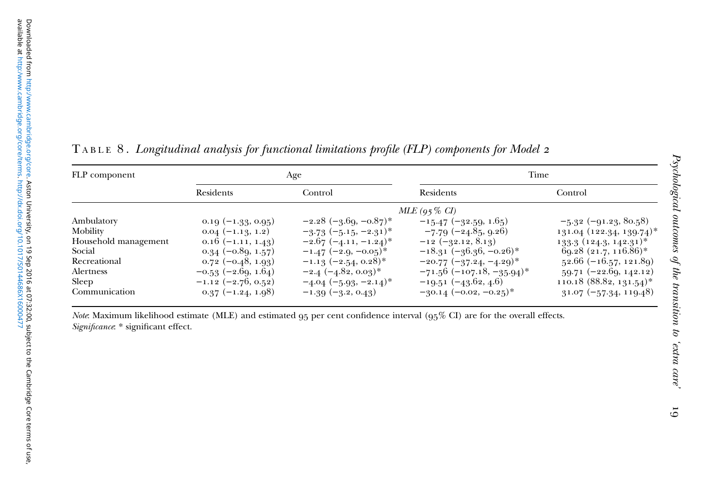**Table 8.** *Longitudinal analysis for functional limitations profile (FLP) components for Model 2*

| FLP component | Age | | Time | |
|---|---|---|---|---|
| | Residents | Control | Residents | Control |
| | *MLE (95% CI)* | | | |
| Ambulatory | 0.19 (−1.33, 0.95) | −2.28 (−3.69, −0.87)* | −15.47 (−32.59, 1.65) | −5.32 (−91.23, 80.58) |
| Mobility | 0.04 (−1.13, 1.2) | −3.73 (−5.15, −2.31)* | −7.79 (−24.85, 9.26) | 131.04 (122.34, 139.74)* |
| Household management | 0.16 (−1.11, 1.43) | −2.67 (−4.11, −1.24)* | −12 (−32.12, 8.13) | 133.3 (124.3, 142.31)* |
| Social | 0.34 (−0.89, 1.57) | −1.47 (−2.9, −0.05)* | −18.31 (−36.36, −0.26)* | 69.28 (21.7, 116.86)* |
| Recreational | 0.72 (−0.48, 1.93) | −1.13 (−2.54, 0.28)* | −20.77 (−37.24, −4.29)* | 52.66 (−16.57, 121.89) |
| Alertness | −0.53 (−2.69, 1.64) | −2.4 (−4.82, 0.03)* | −71.56 (−107.18, −35.94)* | 59.71 (−22.69, 142.12) |
| Sleep | −1.12 (−2.76, 0.52) | −4.04 (−5.93, −2.14)* | −19.51 (−43.62, 4.6) | 110.18 (88.82, 131.54)* |
| Communication | 0.37 (−1.24, 1.98) | −1.39 (−3.2, 0.43) | −30.14 (−0.02, −0.25)* | 31.07 (−57.34, 119.48) |

*Note*: Maximum likelihood estimate (MLE) and estimated 95 per cent confidence interval (95% CI) are for the overall effects.
*Significance*: * significant effect.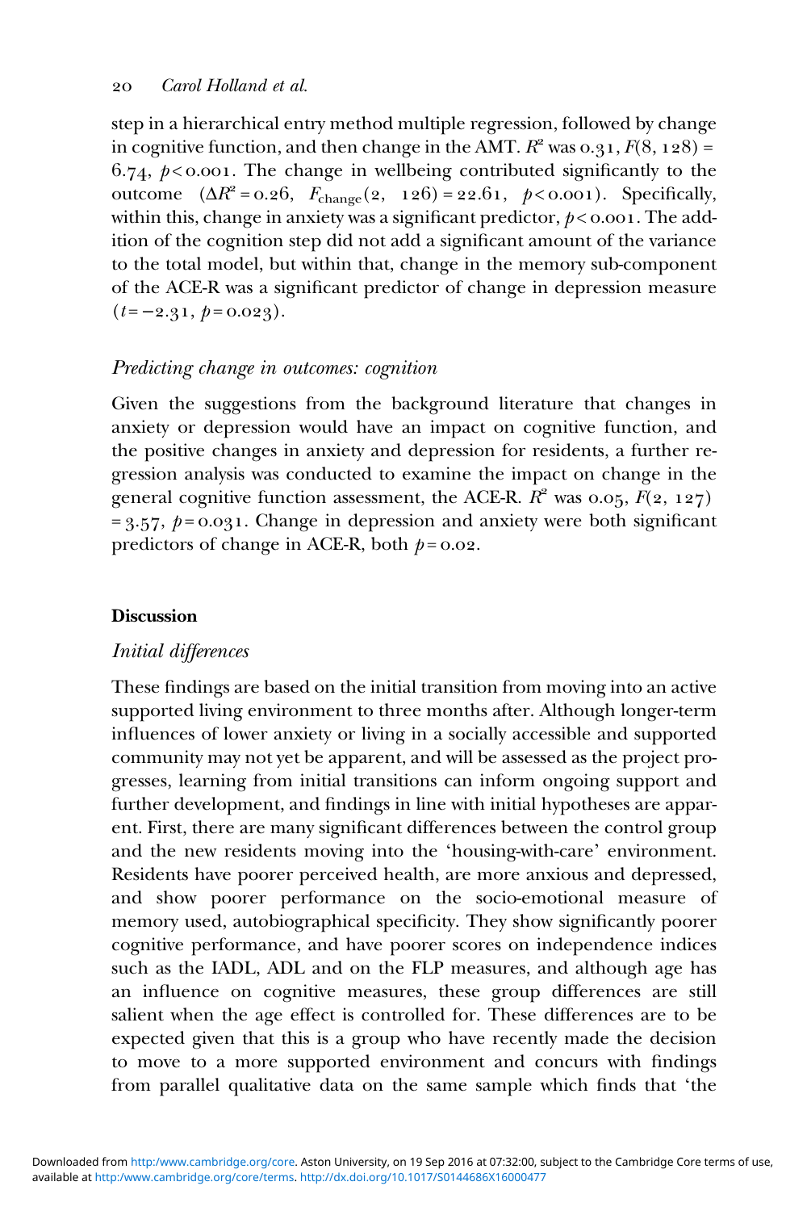step in a hierarchical entry method multiple regression, followed by change in cognitive function, and then change in the AMT. $R^2$ was 0.31, $F(8, 128) = 6.74$, $p < 0.001$. The change in wellbeing contributed significantly to the outcome ($\Delta R^2 = 0.26$, $F_{\text{change}}(2, 126) = 22.61$, $p < 0.001$). Specifically, within this, change in anxiety was a significant predictor, $p < 0.001$. The addition of the cognition step did not add a significant amount of the variance to the total model, but within that, change in the memory sub-component of the ACE-R was a significant predictor of change in depression measure ($t = -2.31$, $p = 0.023$).

### *Predicting change in outcomes: cognition*

Given the suggestions from the background literature that changes in anxiety or depression would have an impact on cognitive function, and the positive changes in anxiety and depression for residents, a further regression analysis was conducted to examine the impact on change in the general cognitive function assessment, the ACE-R. $R^2$ was 0.05, $F(2, 127) = 3.57$, $p = 0.031$. Change in depression and anxiety were both significant predictors of change in ACE-R, both $p = 0.02$.

## Discussion

### *Initial differences*

These findings are based on the initial transition from moving into an active supported living environment to three months after. Although longer-term influences of lower anxiety or living in a socially accessible and supported community may not yet be apparent, and will be assessed as the project progresses, learning from initial transitions can inform ongoing support and further development, and findings in line with initial hypotheses are apparent. First, there are many significant differences between the control group and the new residents moving into the 'housing-with-care' environment. Residents have poorer perceived health, are more anxious and depressed, and show poorer performance on the socio-emotional measure of memory used, autobiographical specificity. They show significantly poorer cognitive performance, and have poorer scores on independence indices such as the IADL, ADL and on the FLP measures, and although age has an influence on cognitive measures, these group differences are still salient when the age effect is controlled for. These differences are to be expected given that this is a group who have recently made the decision to move to a more supported environment and concurs with findings from parallel qualitative data on the same sample which finds that 'the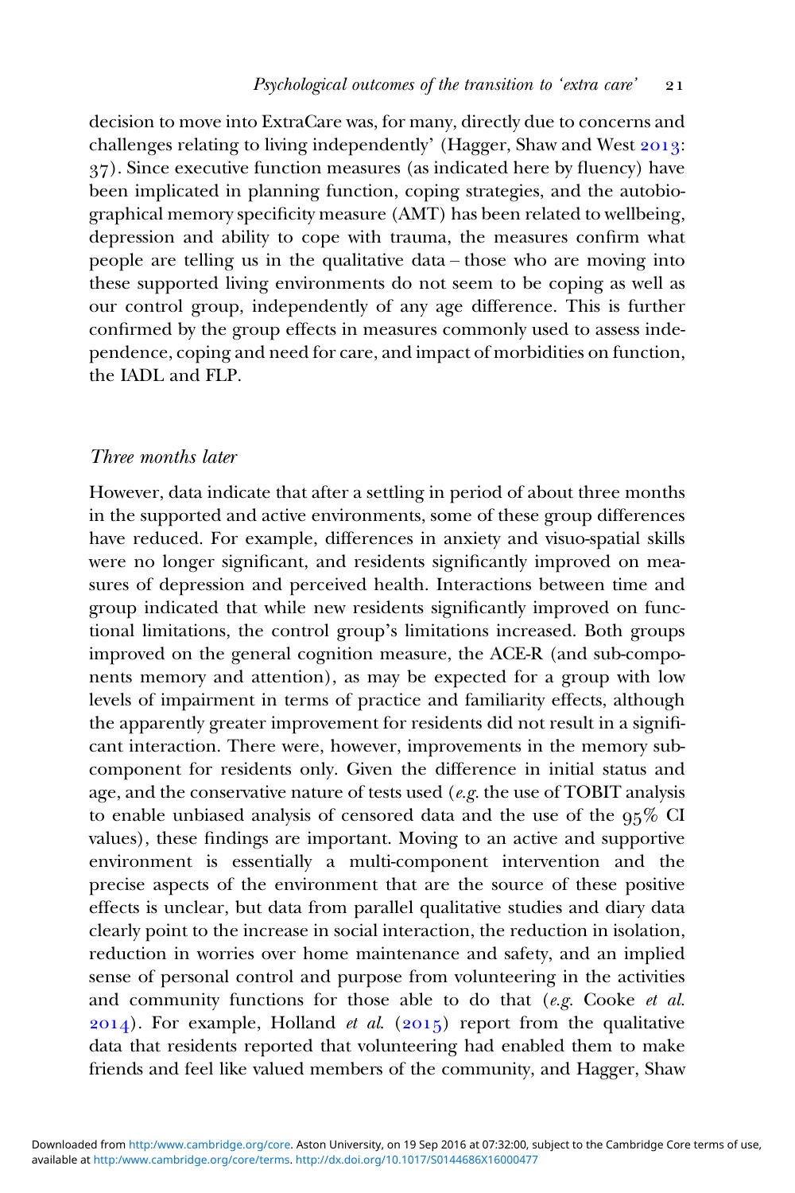decision to move into ExtraCare was, for many, directly due to concerns and challenges relating to living independently' (Hagger, Shaw and West 2013: 37). Since executive function measures (as indicated here by fluency) have been implicated in planning function, coping strategies, and the autobiographical memory specificity measure (AMT) has been related to wellbeing, depression and ability to cope with trauma, the measures confirm what people are telling us in the qualitative data – those who are moving into these supported living environments do not seem to be coping as well as our control group, independently of any age difference. This is further confirmed by the group effects in measures commonly used to assess independence, coping and need for care, and impact of morbidities on function, the IADL and FLP.

### *Three months later*

However, data indicate that after a settling in period of about three months in the supported and active environments, some of these group differences have reduced. For example, differences in anxiety and visuo-spatial skills were no longer significant, and residents significantly improved on measures of depression and perceived health. Interactions between time and group indicated that while new residents significantly improved on functional limitations, the control group's limitations increased. Both groups improved on the general cognition measure, the ACE-R (and sub-components memory and attention), as may be expected for a group with low levels of impairment in terms of practice and familiarity effects, although the apparently greater improvement for residents did not result in a significant interaction. There were, however, improvements in the memory subcomponent for residents only. Given the difference in initial status and age, and the conservative nature of tests used (*e.g.* the use of TOBIT analysis to enable unbiased analysis of censored data and the use of the 95% CI values), these findings are important. Moving to an active and supportive environment is essentially a multi-component intervention and the precise aspects of the environment that are the source of these positive effects is unclear, but data from parallel qualitative studies and diary data clearly point to the increase in social interaction, the reduction in isolation, reduction in worries over home maintenance and safety, and an implied sense of personal control and purpose from volunteering in the activities and community functions for those able to do that (*e.g.* Cooke *et al.* 2014). For example, Holland *et al.* (2015) report from the qualitative data that residents reported that volunteering had enabled them to make friends and feel like valued members of the community, and Hagger, Shaw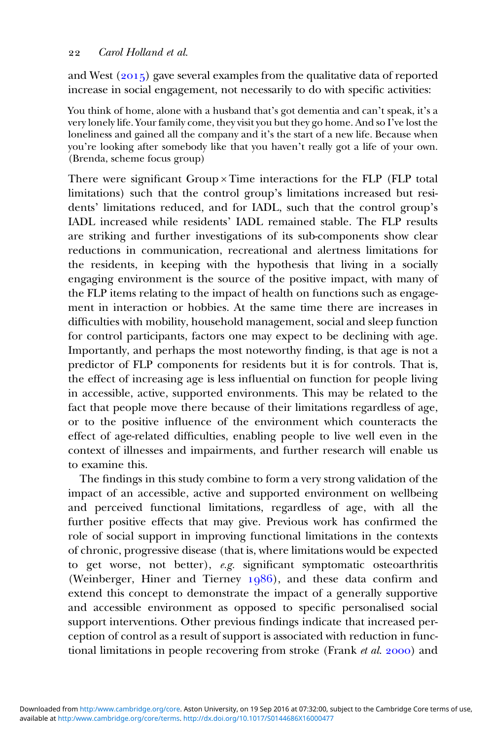and West (2015) gave several examples from the qualitative data of reported increase in social engagement, not necessarily to do with specific activities:

> You think of home, alone with a husband that's got dementia and can't speak, it's a very lonely life. Your family come, they visit you but they go home. And so I've lost the loneliness and gained all the company and it's the start of a new life. Because when you're looking after somebody like that you haven't really got a life of your own. (Brenda, scheme focus group)

There were significant Group × Time interactions for the FLP (FLP total limitations) such that the control group's limitations increased but residents' limitations reduced, and for IADL, such that the control group's IADL increased while residents' IADL remained stable. The FLP results are striking and further investigations of its sub-components show clear reductions in communication, recreational and alertness limitations for the residents, in keeping with the hypothesis that living in a socially engaging environment is the source of the positive impact, with many of the FLP items relating to the impact of health on functions such as engagement in interaction or hobbies. At the same time there are increases in difficulties with mobility, household management, social and sleep function for control participants, factors one may expect to be declining with age. Importantly, and perhaps the most noteworthy finding, is that age is not a predictor of FLP components for residents but it is for controls. That is, the effect of increasing age is less influential on function for people living in accessible, active, supported environments. This may be related to the fact that people move there because of their limitations regardless of age, or to the positive influence of the environment which counteracts the effect of age-related difficulties, enabling people to live well even in the context of illnesses and impairments, and further research will enable us to examine this.

The findings in this study combine to form a very strong validation of the impact of an accessible, active and supported environment on wellbeing and perceived functional limitations, regardless of age, with all the further positive effects that may give. Previous work has confirmed the role of social support in improving functional limitations in the contexts of chronic, progressive disease (that is, where limitations would be expected to get worse, not better), *e.g.* significant symptomatic osteoarthritis (Weinberger, Hiner and Tierney 1986), and these data confirm and extend this concept to demonstrate the impact of a generally supportive and accessible environment as opposed to specific personalised social support interventions. Other previous findings indicate that increased perception of control as a result of support is associated with reduction in functional limitations in people recovering from stroke (Frank *et al.* 2000) and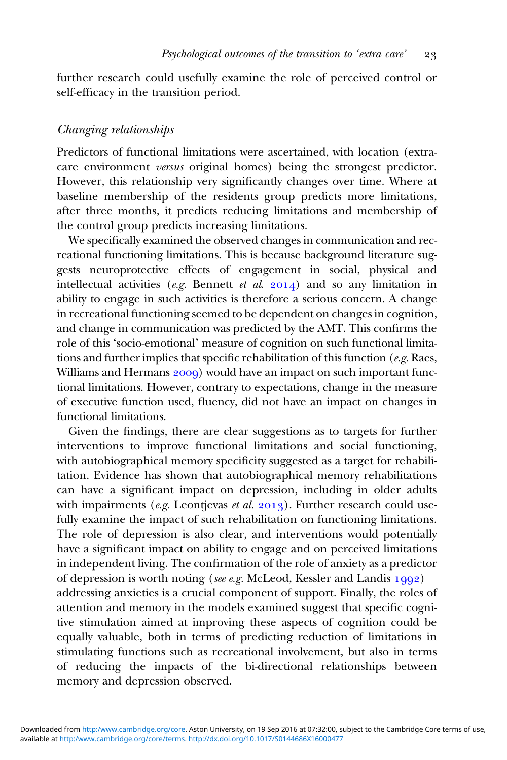further research could usefully examine the role of perceived control or self-efficacy in the transition period.

### *Changing relationships*

Predictors of functional limitations were ascertained, with location (extra-care environment *versus* original homes) being the strongest predictor. However, this relationship very significantly changes over time. Where at baseline membership of the residents group predicts more limitations, after three months, it predicts reducing limitations and membership of the control group predicts increasing limitations.

We specifically examined the observed changes in communication and recreational functioning limitations. This is because background literature suggests neuroprotective effects of engagement in social, physical and intellectual activities (*e.g.* Bennett *et al.* 2014) and so any limitation in ability to engage in such activities is therefore a serious concern. A change in recreational functioning seemed to be dependent on changes in cognition, and change in communication was predicted by the AMT. This confirms the role of this 'socio-emotional' measure of cognition on such functional limitations and further implies that specific rehabilitation of this function (*e.g.* Raes, Williams and Hermans 2009) would have an impact on such important functional limitations. However, contrary to expectations, change in the measure of executive function used, fluency, did not have an impact on changes in functional limitations.

Given the findings, there are clear suggestions as to targets for further interventions to improve functional limitations and social functioning, with autobiographical memory specificity suggested as a target for rehabilitation. Evidence has shown that autobiographical memory rehabilitations can have a significant impact on depression, including in older adults with impairments (*e.g.* Leontjevas *et al.* 2013). Further research could usefully examine the impact of such rehabilitation on functioning limitations. The role of depression is also clear, and interventions would potentially have a significant impact on ability to engage and on perceived limitations in independent living. The confirmation of the role of anxiety as a predictor of depression is worth noting (*see e.g.* McLeod, Kessler and Landis 1992) – addressing anxieties is a crucial component of support. Finally, the roles of attention and memory in the models examined suggest that specific cognitive stimulation aimed at improving these aspects of cognition could be equally valuable, both in terms of predicting reduction of limitations in stimulating functions such as recreational involvement, but also in terms of reducing the impacts of the bi-directional relationships between memory and depression observed.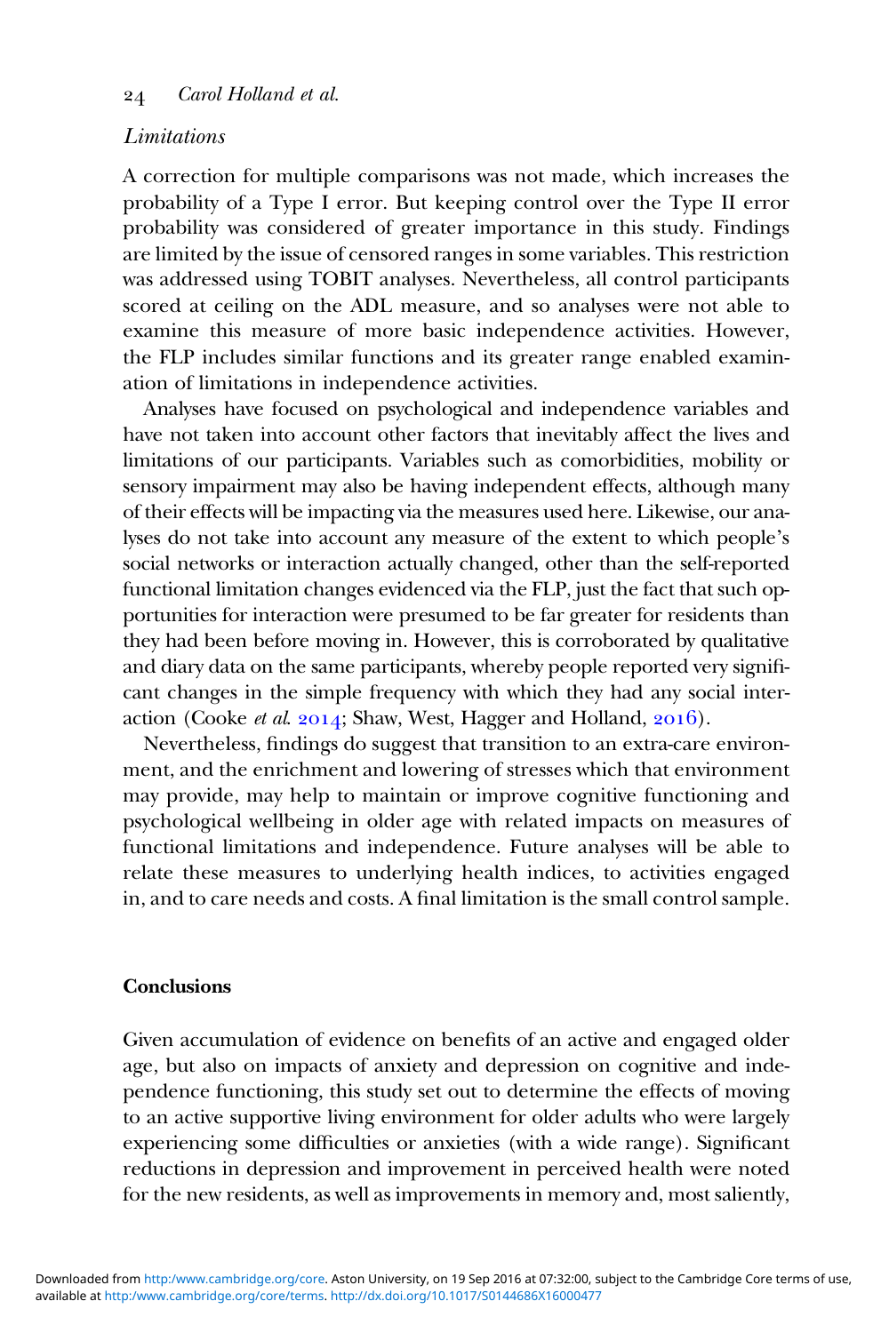*Limitations*

A correction for multiple comparisons was not made, which increases the probability of a Type I error. But keeping control over the Type II error probability was considered of greater importance in this study. Findings are limited by the issue of censored ranges in some variables. This restriction was addressed using TOBIT analyses. Nevertheless, all control participants scored at ceiling on the ADL measure, and so analyses were not able to examine this measure of more basic independence activities. However, the FLP includes similar functions and its greater range enabled examination of limitations in independence activities.

Analyses have focused on psychological and independence variables and have not taken into account other factors that inevitably affect the lives and limitations of our participants. Variables such as comorbidities, mobility or sensory impairment may also be having independent effects, although many of their effects will be impacting via the measures used here. Likewise, our analyses do not take into account any measure of the extent to which people's social networks or interaction actually changed, other than the self-reported functional limitation changes evidenced via the FLP, just the fact that such opportunities for interaction were presumed to be far greater for residents than they had been before moving in. However, this is corroborated by qualitative and diary data on the same participants, whereby people reported very significant changes in the simple frequency with which they had any social interaction (Cooke *et al.* 2014; Shaw, West, Hagger and Holland, 2016).

Nevertheless, findings do suggest that transition to an extra-care environment, and the enrichment and lowering of stresses which that environment may provide, may help to maintain or improve cognitive functioning and psychological wellbeing in older age with related impacts on measures of functional limitations and independence. Future analyses will be able to relate these measures to underlying health indices, to activities engaged in, and to care needs and costs. A final limitation is the small control sample.

## Conclusions

Given accumulation of evidence on benefits of an active and engaged older age, but also on impacts of anxiety and depression on cognitive and independence functioning, this study set out to determine the effects of moving to an active supportive living environment for older adults who were largely experiencing some difficulties or anxieties (with a wide range). Significant reductions in depression and improvement in perceived health were noted for the new residents, as well as improvements in memory and, most saliently,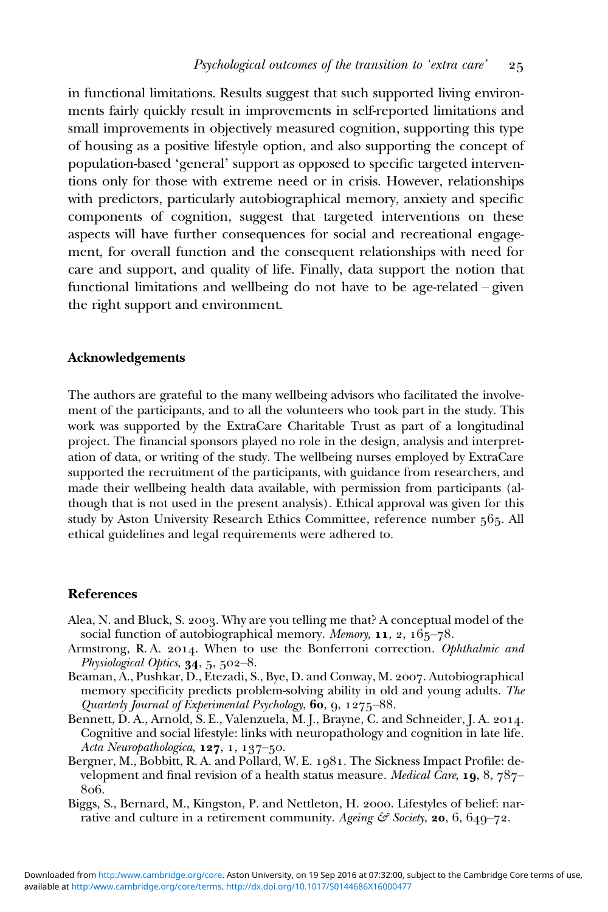in functional limitations. Results suggest that such supported living environments fairly quickly result in improvements in self-reported limitations and small improvements in objectively measured cognition, supporting this type of housing as a positive lifestyle option, and also supporting the concept of population-based 'general' support as opposed to specific targeted interventions only for those with extreme need or in crisis. However, relationships with predictors, particularly autobiographical memory, anxiety and specific components of cognition, suggest that targeted interventions on these aspects will have further consequences for social and recreational engagement, for overall function and the consequent relationships with need for care and support, and quality of life. Finally, data support the notion that functional limitations and wellbeing do not have to be age-related – given the right support and environment.

## Acknowledgements

The authors are grateful to the many wellbeing advisors who facilitated the involvement of the participants, and to all the volunteers who took part in the study. This work was supported by the ExtraCare Charitable Trust as part of a longitudinal project. The financial sponsors played no role in the design, analysis and interpretation of data, or writing of the study. The wellbeing nurses employed by ExtraCare supported the recruitment of the participants, with guidance from researchers, and made their wellbeing health data available, with permission from participants (although that is not used in the present analysis). Ethical approval was given for this study by Aston University Research Ethics Committee, reference number 565. All ethical guidelines and legal requirements were adhered to.

## References

Alea, N. and Bluck, S. 2003. Why are you telling me that? A conceptual model of the social function of autobiographical memory. *Memory*, **11**, 2, 165–78.

Armstrong, R. A. 2014. When to use the Bonferroni correction. *Ophthalmic and Physiological Optics*, **34**, 5, 502–8.

Beaman, A., Pushkar, D., Etezadi, S., Bye, D. and Conway, M. 2007. Autobiographical memory specificity predicts problem-solving ability in old and young adults. *The Quarterly Journal of Experimental Psychology*, **60**, 9, 1275–88.

Bennett, D. A., Arnold, S. E., Valenzuela, M. J., Brayne, C. and Schneider, J. A. 2014. Cognitive and social lifestyle: links with neuropathology and cognition in late life. *Acta Neuropathologica*, **127**, 1, 137–50.

Bergner, M., Bobbitt, R. A. and Pollard, W. E. 1981. The Sickness Impact Profile: development and final revision of a health status measure. *Medical Care*, **19**, 8, 787–806.

Biggs, S., Bernard, M., Kingston, P. and Nettleton, H. 2000. Lifestyles of belief: narrative and culture in a retirement community. *Ageing & Society*, **20**, 6, 649–72.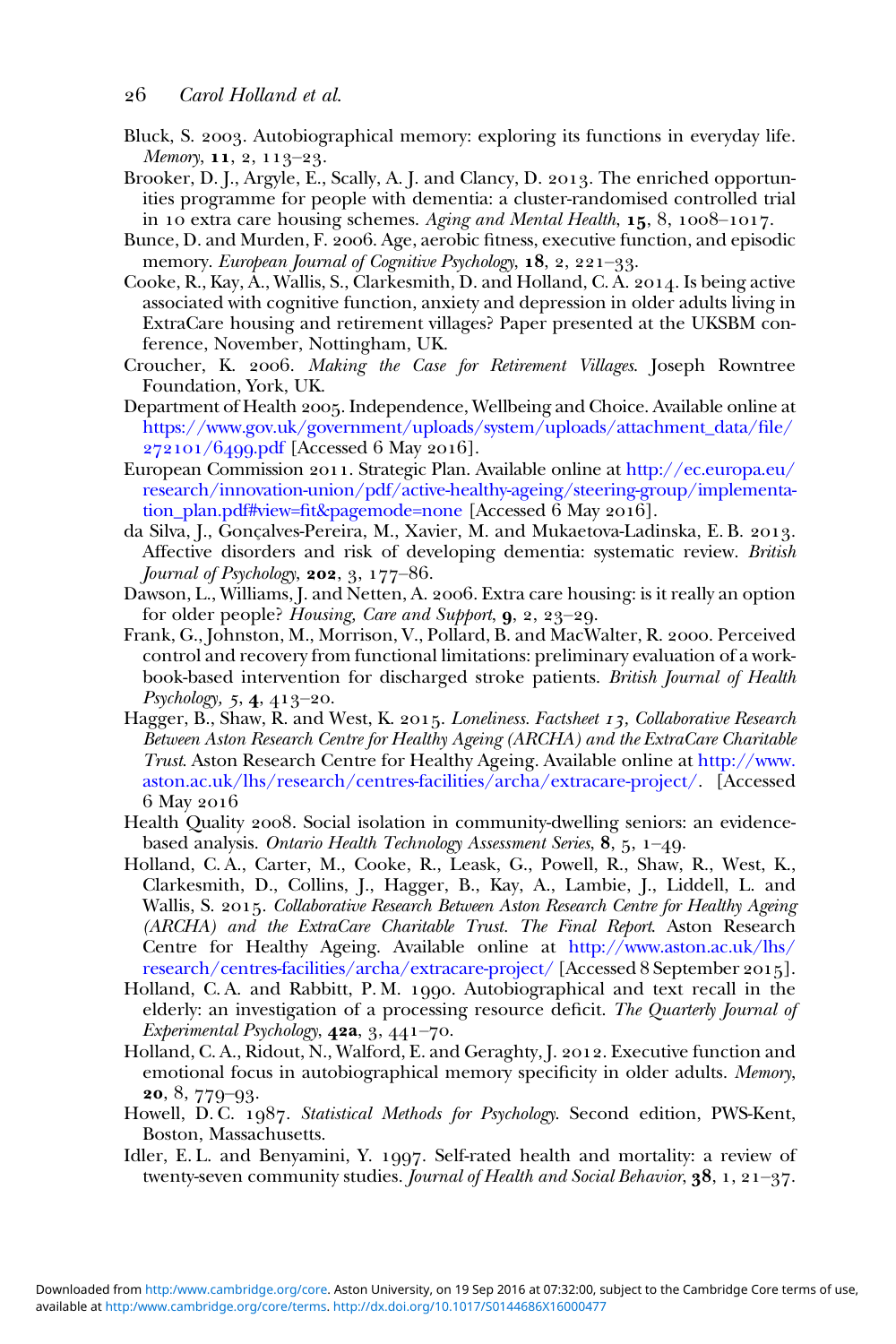Bluck, S. 2003. Autobiographical memory: exploring its functions in everyday life. *Memory*, **11**, 2, 113–23.

Brooker, D. J., Argyle, E., Scally, A. J. and Clancy, D. 2013. The enriched opportunities programme for people with dementia: a cluster-randomised controlled trial in 10 extra care housing schemes. *Aging and Mental Health*, **15**, 8, 1008–1017.

Bunce, D. and Murden, F. 2006. Age, aerobic fitness, executive function, and episodic memory. *European Journal of Cognitive Psychology*, **18**, 2, 221–33.

Cooke, R., Kay, A., Wallis, S., Clarkesmith, D. and Holland, C. A. 2014. Is being active associated with cognitive function, anxiety and depression in older adults living in ExtraCare housing and retirement villages? Paper presented at the UKSBM conference, November, Nottingham, UK.

Croucher, K. 2006. *Making the Case for Retirement Villages*. Joseph Rowntree Foundation, York, UK.

Department of Health 2005. Independence, Wellbeing and Choice. Available online at https://www.gov.uk/government/uploads/system/uploads/attachment_data/file/272101/6499.pdf [Accessed 6 May 2016].

European Commission 2011. Strategic Plan. Available online at http://ec.europa.eu/research/innovation-union/pdf/active-healthy-ageing/steering-group/implementation_plan.pdf#view=fit&pagemode=none [Accessed 6 May 2016].

da Silva, J., Gonçalves-Pereira, M., Xavier, M. and Mukaetova-Ladinska, E. B. 2013. Affective disorders and risk of developing dementia: systematic review. *British Journal of Psychology*, **202**, 3, 177–86.

Dawson, L., Williams, J. and Netten, A. 2006. Extra care housing: is it really an option for older people? *Housing, Care and Support*, **9**, 2, 23–29.

Frank, G., Johnston, M., Morrison, V., Pollard, B. and MacWalter, R. 2000. Perceived control and recovery from functional limitations: preliminary evaluation of a workbook-based intervention for discharged stroke patients. *British Journal of Health Psychology*, 5, **4**, 413–20.

Hagger, B., Shaw, R. and West, K. 2015. *Loneliness. Factsheet 13, Collaborative Research Between Aston Research Centre for Healthy Ageing (ARCHA) and the ExtraCare Charitable Trust*. Aston Research Centre for Healthy Ageing. Available online at http://www.aston.ac.uk/lhs/research/centres-facilities/archa/extracare-project/. [Accessed 6 May 2016

Health Quality 2008. Social isolation in community-dwelling seniors: an evidence-based analysis. *Ontario Health Technology Assessment Series*, **8**, 5, 1–49.

Holland, C. A., Carter, M., Cooke, R., Leask, G., Powell, R., Shaw, R., West, K., Clarkesmith, D., Collins, J., Hagger, B., Kay, A., Lambie, J., Liddell, L. and Wallis, S. 2015. *Collaborative Research Between Aston Research Centre for Healthy Ageing (ARCHA) and the ExtraCare Charitable Trust. The Final Report*. Aston Research Centre for Healthy Ageing. Available online at http://www.aston.ac.uk/lhs/research/centres-facilities/archa/extracare-project/ [Accessed 8 September 2015].

Holland, C. A. and Rabbitt, P. M. 1990. Autobiographical and text recall in the elderly: an investigation of a processing resource deficit. *The Quarterly Journal of Experimental Psychology*, **42a**, 3, 441–70.

Holland, C. A., Ridout, N., Walford, E. and Geraghty, J. 2012. Executive function and emotional focus in autobiographical memory specificity in older adults. *Memory*, **20**, 8, 779–93.

Howell, D. C. 1987. *Statistical Methods for Psychology*. Second edition, PWS-Kent, Boston, Massachusetts.

Idler, E. L. and Benyamini, Y. 1997. Self-rated health and mortality: a review of twenty-seven community studies. *Journal of Health and Social Behavior*, **38**, 1, 21–37.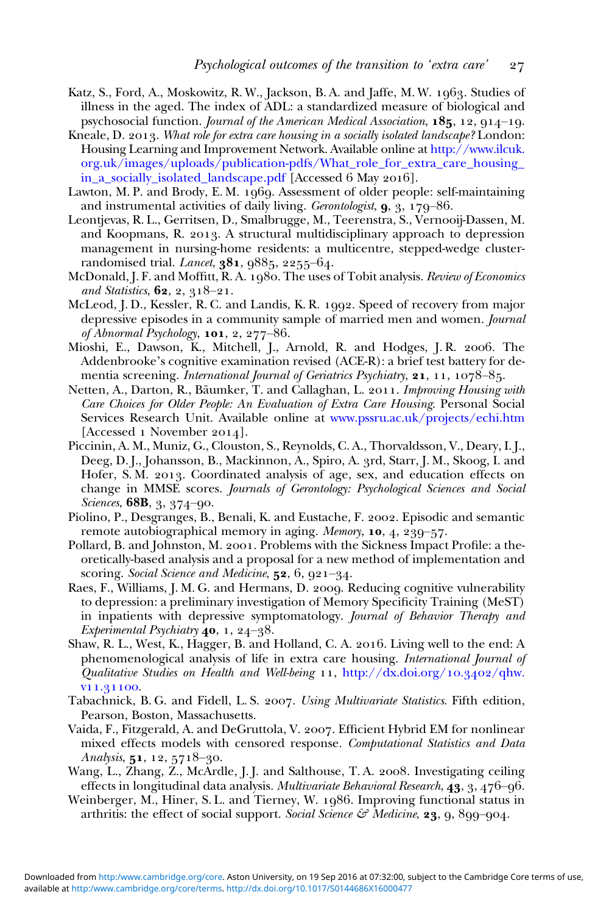Katz, S., Ford, A., Moskowitz, R. W., Jackson, B. A. and Jaffe, M. W. 1963. Studies of illness in the aged. The index of ADL: a standardized measure of biological and psychosocial function. *Journal of the American Medical Association*, **185**, 12, 914–19.

Kneale, D. 2013. *What role for extra care housing in a socially isolated landscape?* London: Housing Learning and Improvement Network. Available online at http://www.ilcuk.org.uk/images/uploads/publication-pdfs/What_role_for_extra_care_housing_in_a_socially_isolated_landscape.pdf [Accessed 6 May 2016].

Lawton, M. P. and Brody, E. M. 1969. Assessment of older people: self-maintaining and instrumental activities of daily living. *Gerontologist*, **9**, 3, 179–86.

Leontjevas, R. L., Gerritsen, D., Smalbrugge, M., Teerenstra, S., Vernooij-Dassen, M. and Koopmans, R. 2013. A structural multidisciplinary approach to depression management in nursing-home residents: a multicentre, stepped-wedge cluster-randomised trial. *Lancet*, **381**, 9885, 2255–64.

McDonald, J. F. and Moffitt, R. A. 1980. The uses of Tobit analysis. *Review of Economics and Statistics*, **62**, 2, 318–21.

McLeod, J. D., Kessler, R. C. and Landis, K. R. 1992. Speed of recovery from major depressive episodes in a community sample of married men and women. *Journal of Abnormal Psychology*, **101**, 2, 277–86.

Mioshi, E., Dawson, K., Mitchell, J., Arnold, R. and Hodges, J. R. 2006. The Addenbrooke's cognitive examination revised (ACE-R): a brief test battery for dementia screening. *International Journal of Geriatrics Psychiatry*, **21**, 11, 1078–85.

Netten, A., Darton, R., Bäumker, T. and Callaghan, L. 2011. *Improving Housing with Care Choices for Older People: An Evaluation of Extra Care Housing*. Personal Social Services Research Unit. Available online at www.pssru.ac.uk/projects/echi.htm [Accessed 1 November 2014].

Piccinin, A. M., Muniz, G., Clouston, S., Reynolds, C. A., Thorvaldsson, V., Deary, I. J., Deeg, D. J., Johansson, B., Mackinnon, A., Spiro, A. 3rd, Starr, J. M., Skoog, I. and Hofer, S. M. 2013. Coordinated analysis of age, sex, and education effects on change in MMSE scores. *Journals of Gerontology: Psychological Sciences and Social Sciences*, **68B**, 3, 374–90.

Piolino, P., Desgranges, B., Benali, K. and Eustache, F. 2002. Episodic and semantic remote autobiographical memory in aging. *Memory*, **10**, 4, 239–57.

Pollard, B. and Johnston, M. 2001. Problems with the Sickness Impact Profile: a theoretically-based analysis and a proposal for a new method of implementation and scoring. *Social Science and Medicine*, **52**, 6, 921–34.

Raes, F., Williams, J. M. G. and Hermans, D. 2009. Reducing cognitive vulnerability to depression: a preliminary investigation of Memory Specificity Training (MeST) in inpatients with depressive symptomatology. *Journal of Behavior Therapy and Experimental Psychiatry* **40**, 1, 24–38.

Shaw, R. L., West, K., Hagger, B. and Holland, C. A. 2016. Living well to the end: A phenomenological analysis of life in extra care housing. *International Journal of Qualitative Studies on Health and Well-being* 11, http://dx.doi.org/10.3402/qhw.v11.31100.

Tabachnick, B. G. and Fidell, L. S. 2007. *Using Multivariate Statistics*. Fifth edition, Pearson, Boston, Massachusetts.

Vaida, F., Fitzgerald, A. and DeGruttola, V. 2007. Efficient Hybrid EM for nonlinear mixed effects models with censored response. *Computational Statistics and Data Analysis*, **51**, 12, 5718–30.

Wang, L., Zhang, Z., McArdle, J. J. and Salthouse, T. A. 2008. Investigating ceiling effects in longitudinal data analysis. *Multivariate Behavioral Research*, **43**, 3, 476–96.

Weinberger, M., Hiner, S. L. and Tierney, W. 1986. Improving functional status in arthritis: the effect of social support. *Social Science & Medicine*, **23**, 9, 899–904.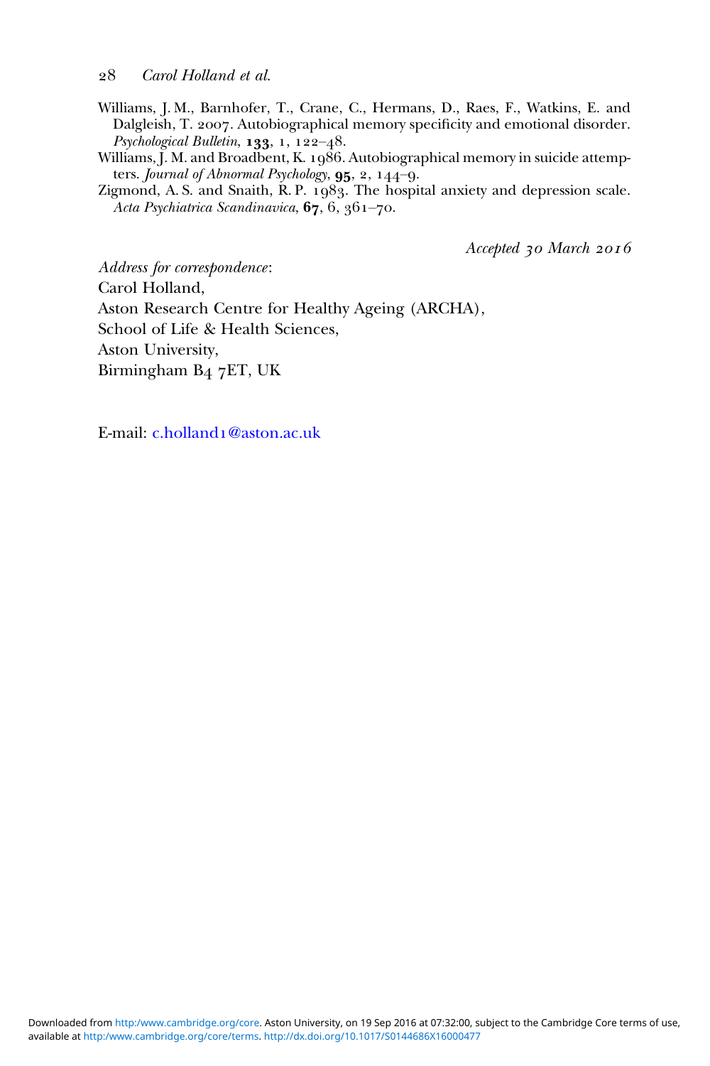Williams, J. M., Barnhofer, T., Crane, C., Hermans, D., Raes, F., Watkins, E. and Dalgleish, T. 2007. Autobiographical memory specificity and emotional disorder. *Psychological Bulletin*, **133**, 1, 122–48.

Williams, J. M. and Broadbent, K. 1986. Autobiographical memory in suicide attempters. *Journal of Abnormal Psychology*, **95**, 2, 144–9.

Zigmond, A. S. and Snaith, R. P. 1983. The hospital anxiety and depression scale. *Acta Psychiatrica Scandinavica*, **67**, 6, 361–70.

*Accepted 30 March 2016*

*Address for correspondence*:
Carol Holland,
Aston Research Centre for Healthy Ageing (ARCHA),
School of Life & Health Sciences,
Aston University,
Birmingham B4 7ET, UK

E-mail: c.holland1@aston.ac.uk